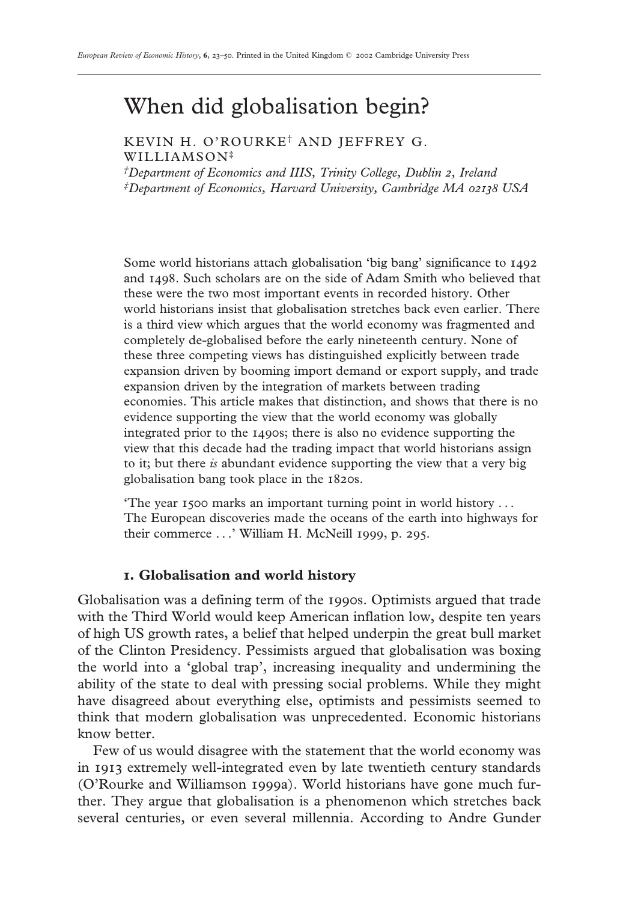# When did globalisation begin?

KEVIN H. O'ROURKE[†] AND JEFFREY G. WILLIAMSON[‡]

[†]*Department of Economics and IIIS, Trinity College, Dublin 2, Ireland*
[‡]*Department of Economics, Harvard University, Cambridge MA 02138 USA*

Some world historians attach globalisation 'big bang' significance to 1492 and 1498. Such scholars are on the side of Adam Smith who believed that these were the two most important events in recorded history. Other world historians insist that globalisation stretches back even earlier. There is a third view which argues that the world economy was fragmented and completely de-globalised before the early nineteenth century. None of these three competing views has distinguished explicitly between trade expansion driven by booming import demand or export supply, and trade expansion driven by the integration of markets between trading economies. This article makes that distinction, and shows that there is no evidence supporting the view that the world economy was globally integrated prior to the 1490s; there is also no evidence supporting the view that this decade had the trading impact that world historians assign to it; but there *is* abundant evidence supporting the view that a very big globalisation bang took place in the 1820s.

'The year 1500 marks an important turning point in world history . . . The European discoveries made the oceans of the earth into highways for their commerce . . .' William H. McNeill 1999, p. 295.

## 1. Globalisation and world history

Globalisation was a defining term of the 1990s. Optimists argued that trade with the Third World would keep American inflation low, despite ten years of high US growth rates, a belief that helped underpin the great bull market of the Clinton Presidency. Pessimists argued that globalisation was boxing the world into a 'global trap', increasing inequality and undermining the ability of the state to deal with pressing social problems. While they might have disagreed about everything else, optimists and pessimists seemed to think that modern globalisation was unprecedented. Economic historians know better.

Few of us would disagree with the statement that the world economy was in 1913 extremely well-integrated even by late twentieth century standards (O'Rourke and Williamson 1999a). World historians have gone much further. They argue that globalisation is a phenomenon which stretches back several centuries, or even several millennia. According to Andre Gunder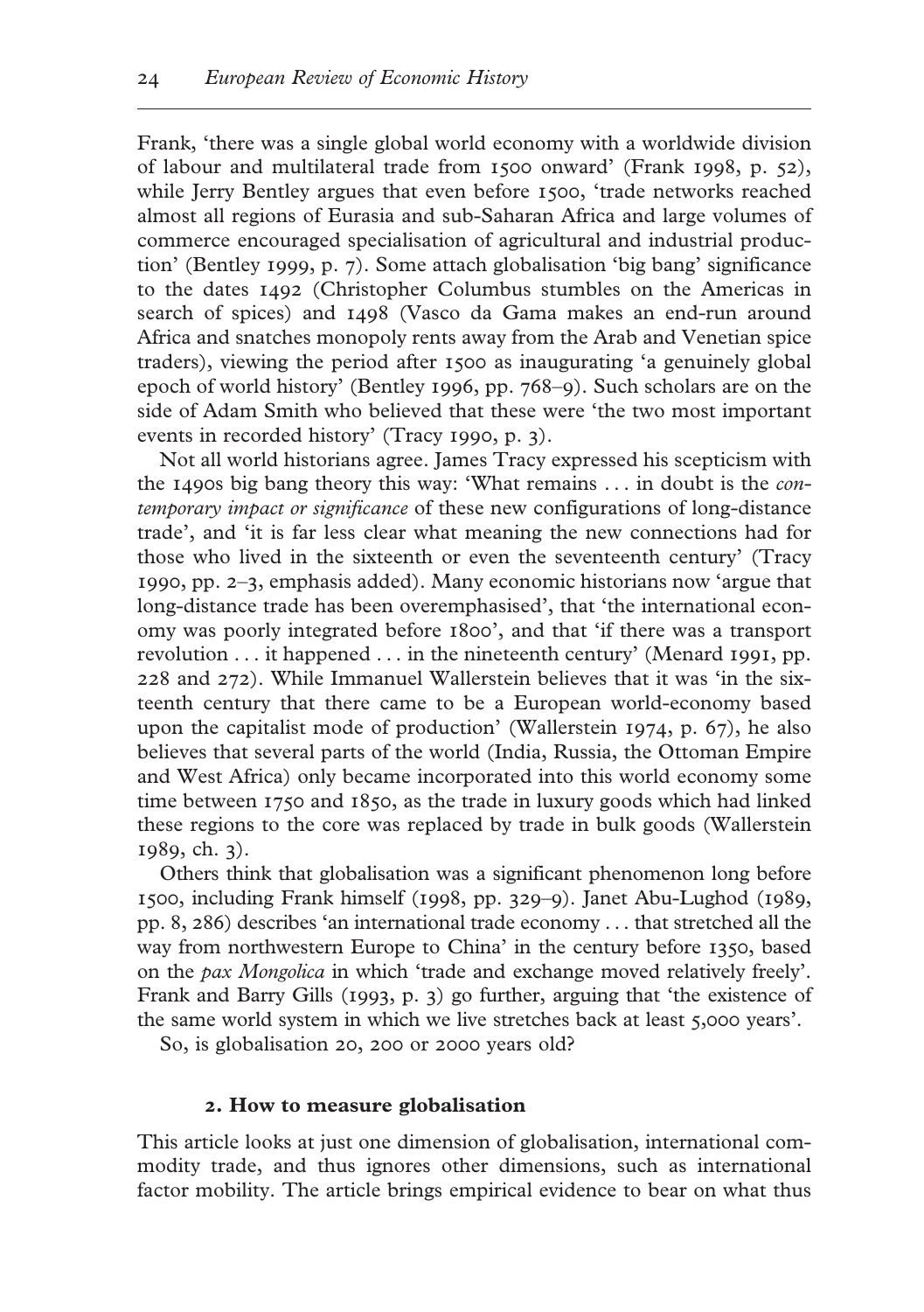Frank, 'there was a single global world economy with a worldwide division of labour and multilateral trade from 1500 onward' (Frank 1998, p. 52), while Jerry Bentley argues that even before 1500, 'trade networks reached almost all regions of Eurasia and sub-Saharan Africa and large volumes of commerce encouraged specialisation of agricultural and industrial production' (Bentley 1999, p. 7). Some attach globalisation 'big bang' significance to the dates 1492 (Christopher Columbus stumbles on the Americas in search of spices) and 1498 (Vasco da Gama makes an end-run around Africa and snatches monopoly rents away from the Arab and Venetian spice traders), viewing the period after 1500 as inaugurating 'a genuinely global epoch of world history' (Bentley 1996, pp. 768–9). Such scholars are on the side of Adam Smith who believed that these were 'the two most important events in recorded history' (Tracy 1990, p. 3).

Not all world historians agree. James Tracy expressed his scepticism with the 1490s big bang theory this way: 'What remains . . . in doubt is the *contemporary impact or significance* of these new configurations of long-distance trade', and 'it is far less clear what meaning the new connections had for those who lived in the sixteenth or even the seventeenth century' (Tracy 1990, pp. 2–3, emphasis added). Many economic historians now 'argue that long-distance trade has been overemphasised', that 'the international economy was poorly integrated before 1800', and that 'if there was a transport revolution . . . it happened . . . in the nineteenth century' (Menard 1991, pp. 228 and 272). While Immanuel Wallerstein believes that it was 'in the sixteenth century that there came to be a European world-economy based upon the capitalist mode of production' (Wallerstein 1974, p. 67), he also believes that several parts of the world (India, Russia, the Ottoman Empire and West Africa) only became incorporated into this world economy some time between 1750 and 1850, as the trade in luxury goods which had linked these regions to the core was replaced by trade in bulk goods (Wallerstein 1989, ch. 3).

Others think that globalisation was a significant phenomenon long before 1500, including Frank himself (1998, pp. 329–9). Janet Abu-Lughod (1989, pp. 8, 286) describes 'an international trade economy . . . that stretched all the way from northwestern Europe to China' in the century before 1350, based on the *pax Mongolica* in which 'trade and exchange moved relatively freely'. Frank and Barry Gills (1993, p. 3) go further, arguing that 'the existence of the same world system in which we live stretches back at least 5,000 years'.

So, is globalisation 20, 200 or 2000 years old?

## 2. How to measure globalisation

This article looks at just one dimension of globalisation, international commodity trade, and thus ignores other dimensions, such as international factor mobility. The article brings empirical evidence to bear on what thus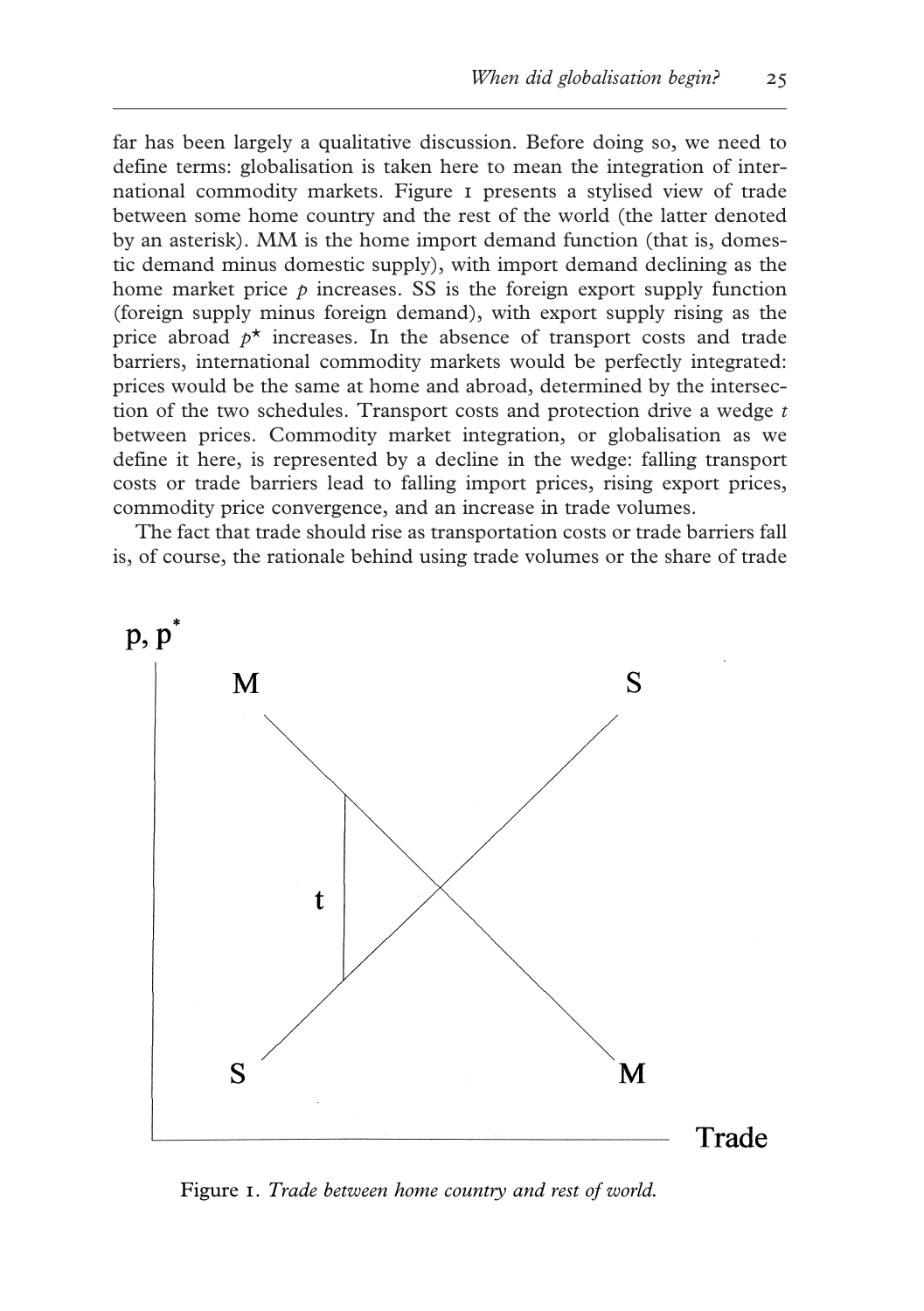far has been largely a qualitative discussion. Before doing so, we need to define terms: globalisation is taken here to mean the integration of international commodity markets. Figure 1 presents a stylised view of trade between some home country and the rest of the world (the latter denoted by an asterisk). MM is the home import demand function (that is, domestic demand minus domestic supply), with import demand declining as the home market price $p$ increases. SS is the foreign export supply function (foreign supply minus foreign demand), with export supply rising as the price abroad $p^*$ increases. In the absence of transport costs and trade barriers, international commodity markets would be perfectly integrated: prices would be the same at home and abroad, determined by the intersection of the two schedules. Transport costs and protection drive a wedge $t$ between prices. Commodity market integration, or globalisation as we define it here, is represented by a decline in the wedge: falling transport costs or trade barriers lead to falling import prices, rising export prices, commodity price convergence, and an increase in trade volumes.

The fact that trade should rise as transportation costs or trade barriers fall is, of course, the rationale behind using trade volumes or the share of trade

Figure 1. *Trade between home country and rest of world.*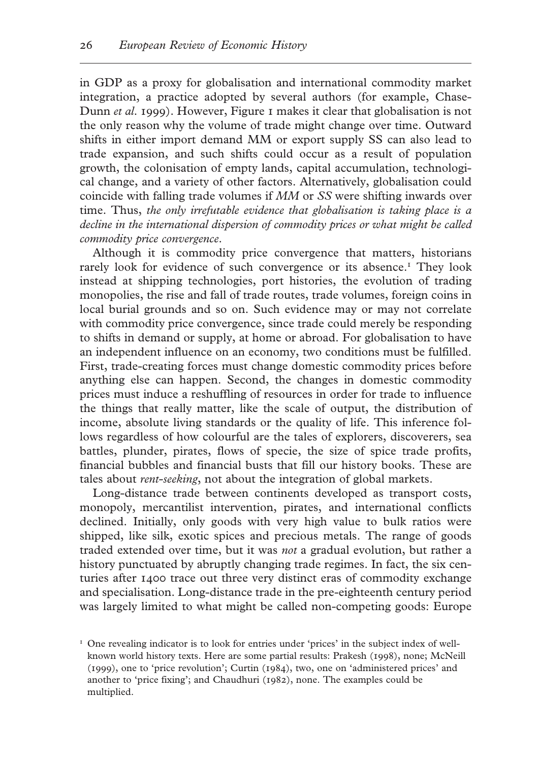in GDP as a proxy for globalisation and international commodity market integration, a practice adopted by several authors (for example, Chase-Dunn *et al.* 1999). However, Figure 1 makes it clear that globalisation is not the only reason why the volume of trade might change over time. Outward shifts in either import demand MM or export supply SS can also lead to trade expansion, and such shifts could occur as a result of population growth, the colonisation of empty lands, capital accumulation, technological change, and a variety of other factors. Alternatively, globalisation could coincide with falling trade volumes if *MM* or *SS* were shifting inwards over time. Thus, *the only irrefutable evidence that globalisation is taking place is a decline in the international dispersion of commodity prices or what might be called commodity price convergence*.

Although it is commodity price convergence that matters, historians rarely look for evidence of such convergence or its absence.[1] They look instead at shipping technologies, port histories, the evolution of trading monopolies, the rise and fall of trade routes, trade volumes, foreign coins in local burial grounds and so on. Such evidence may or may not correlate with commodity price convergence, since trade could merely be responding to shifts in demand or supply, at home or abroad. For globalisation to have an independent influence on an economy, two conditions must be fulfilled. First, trade-creating forces must change domestic commodity prices before anything else can happen. Second, the changes in domestic commodity prices must induce a reshuffling of resources in order for trade to influence the things that really matter, like the scale of output, the distribution of income, absolute living standards or the quality of life. This inference follows regardless of how colourful are the tales of explorers, discoverers, sea battles, plunder, pirates, flows of specie, the size of spice trade profits, financial bubbles and financial busts that fill our history books. These are tales about *rent-seeking*, not about the integration of global markets.

Long-distance trade between continents developed as transport costs, monopoly, mercantilist intervention, pirates, and international conflicts declined. Initially, only goods with very high value to bulk ratios were shipped, like silk, exotic spices and precious metals. The range of goods traded extended over time, but it was *not* a gradual evolution, but rather a history punctuated by abruptly changing trade regimes. In fact, the six centuries after 1400 trace out three very distinct eras of commodity exchange and specialisation. Long-distance trade in the pre-eighteenth century period was largely limited to what might be called non-competing goods: Europe

[1] One revealing indicator is to look for entries under 'prices' in the subject index of well-known world history texts. Here are some partial results: Prakesh (1998), none; McNeill (1999), one to 'price revolution'; Curtin (1984), two, one on 'administered prices' and another to 'price fixing'; and Chaudhuri (1982), none. The examples could be multiplied.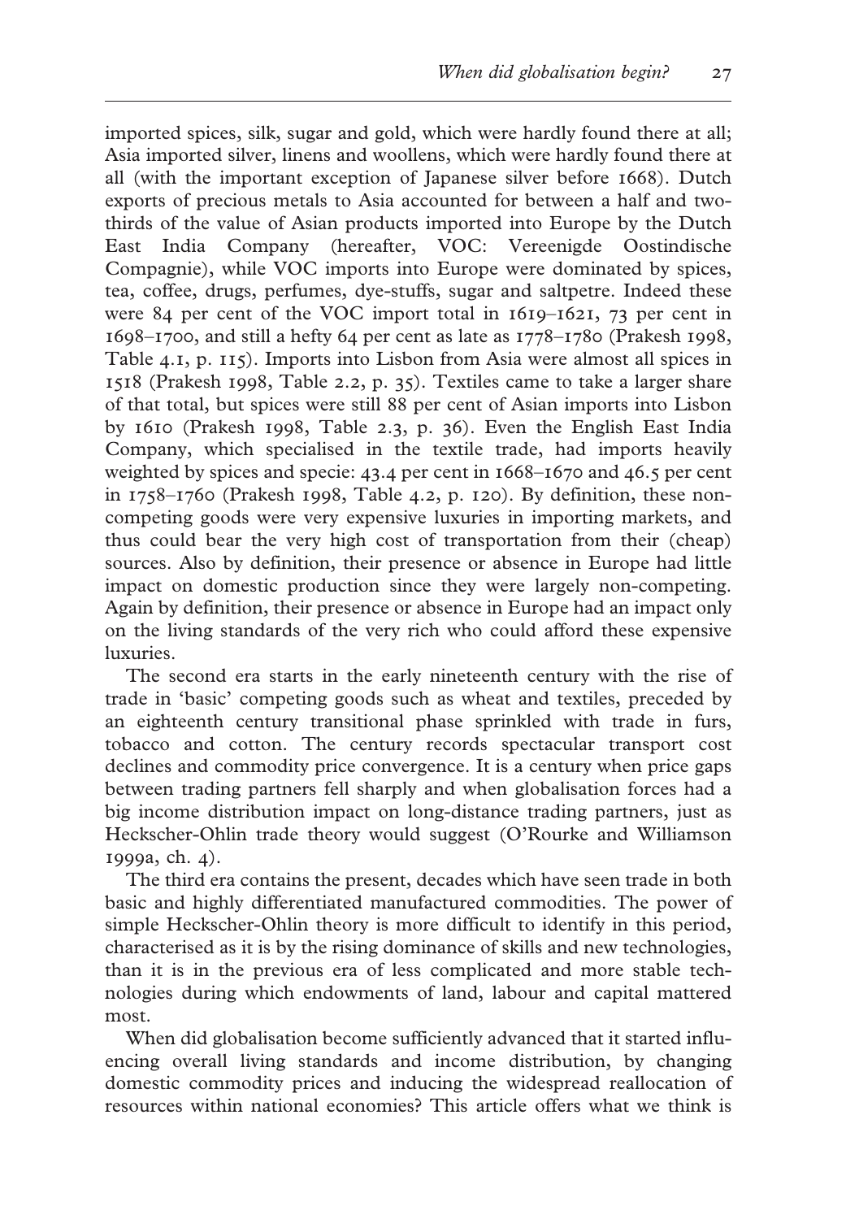imported spices, silk, sugar and gold, which were hardly found there at all; Asia imported silver, linens and woollens, which were hardly found there at all (with the important exception of Japanese silver before 1668). Dutch exports of precious metals to Asia accounted for between a half and two-thirds of the value of Asian products imported into Europe by the Dutch East India Company (hereafter, VOC: Vereenigde Oostindische Compagnie), while VOC imports into Europe were dominated by spices, tea, coffee, drugs, perfumes, dye-stuffs, sugar and saltpetre. Indeed these were 84 per cent of the VOC import total in 1619–1621, 73 per cent in 1698–1700, and still a hefty 64 per cent as late as 1778–1780 (Prakesh 1998, Table 4.1, p. 115). Imports into Lisbon from Asia were almost all spices in 1518 (Prakesh 1998, Table 2.2, p. 35). Textiles came to take a larger share of that total, but spices were still 88 per cent of Asian imports into Lisbon by 1610 (Prakesh 1998, Table 2.3, p. 36). Even the English East India Company, which specialised in the textile trade, had imports heavily weighted by spices and specie: 43.4 per cent in 1668–1670 and 46.5 per cent in 1758–1760 (Prakesh 1998, Table 4.2, p. 120). By definition, these non-competing goods were very expensive luxuries in importing markets, and thus could bear the very high cost of transportation from their (cheap) sources. Also by definition, their presence or absence in Europe had little impact on domestic production since they were largely non-competing. Again by definition, their presence or absence in Europe had an impact only on the living standards of the very rich who could afford these expensive luxuries.

The second era starts in the early nineteenth century with the rise of trade in 'basic' competing goods such as wheat and textiles, preceded by an eighteenth century transitional phase sprinkled with trade in furs, tobacco and cotton. The century records spectacular transport cost declines and commodity price convergence. It is a century when price gaps between trading partners fell sharply and when globalisation forces had a big income distribution impact on long-distance trading partners, just as Heckscher-Ohlin trade theory would suggest (O'Rourke and Williamson 1999a, ch. 4).

The third era contains the present, decades which have seen trade in both basic and highly differentiated manufactured commodities. The power of simple Heckscher-Ohlin theory is more difficult to identify in this period, characterised as it is by the rising dominance of skills and new technologies, than it is in the previous era of less complicated and more stable technologies during which endowments of land, labour and capital mattered most.

When did globalisation become sufficiently advanced that it started influencing overall living standards and income distribution, by changing domestic commodity prices and inducing the widespread reallocation of resources within national economies? This article offers what we think is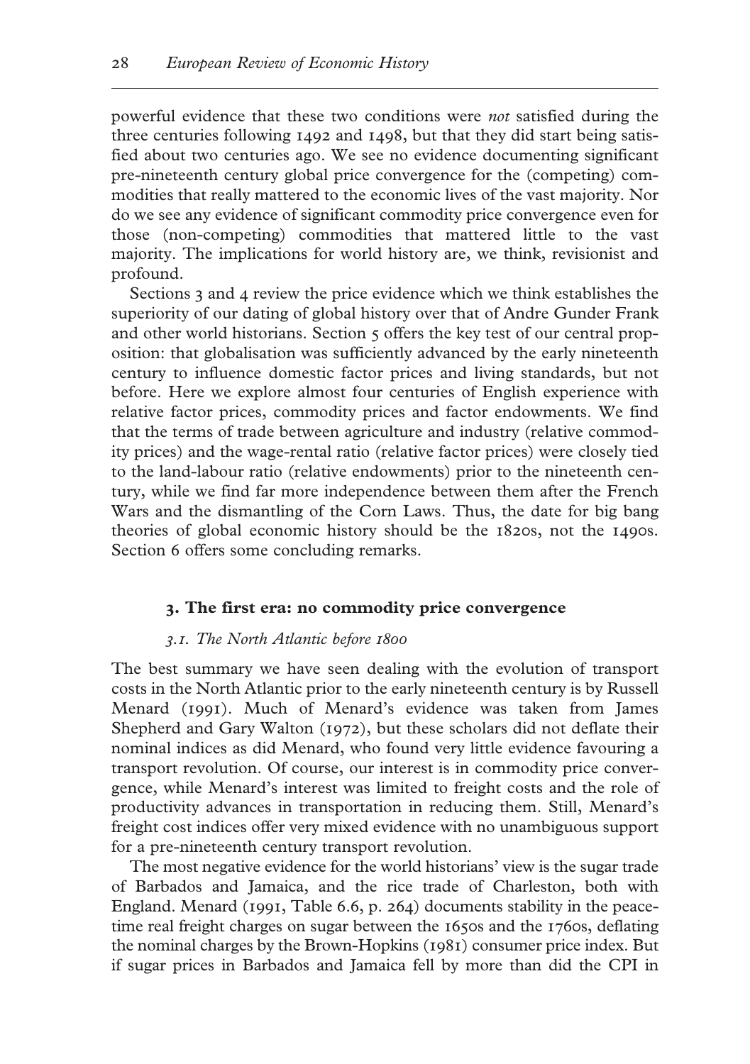powerful evidence that these two conditions were *not* satisfied during the three centuries following 1492 and 1498, but that they did start being satisfied about two centuries ago. We see no evidence documenting significant pre-nineteenth century global price convergence for the (competing) commodities that really mattered to the economic lives of the vast majority. Nor do we see any evidence of significant commodity price convergence even for those (non-competing) commodities that mattered little to the vast majority. The implications for world history are, we think, revisionist and profound.

Sections 3 and 4 review the price evidence which we think establishes the superiority of our dating of global history over that of Andre Gunder Frank and other world historians. Section 5 offers the key test of our central proposition: that globalisation was sufficiently advanced by the early nineteenth century to influence domestic factor prices and living standards, but not before. Here we explore almost four centuries of English experience with relative factor prices, commodity prices and factor endowments. We find that the terms of trade between agriculture and industry (relative commodity prices) and the wage-rental ratio (relative factor prices) were closely tied to the land-labour ratio (relative endowments) prior to the nineteenth century, while we find far more independence between them after the French Wars and the dismantling of the Corn Laws. Thus, the date for big bang theories of global economic history should be the 1820s, not the 1490s. Section 6 offers some concluding remarks.

## 3. The first era: no commodity price convergence

### *3.1. The North Atlantic before 1800*

The best summary we have seen dealing with the evolution of transport costs in the North Atlantic prior to the early nineteenth century is by Russell Menard (1991). Much of Menard's evidence was taken from James Shepherd and Gary Walton (1972), but these scholars did not deflate their nominal indices as did Menard, who found very little evidence favouring a transport revolution. Of course, our interest is in commodity price convergence, while Menard's interest was limited to freight costs and the role of productivity advances in transportation in reducing them. Still, Menard's freight cost indices offer very mixed evidence with no unambiguous support for a pre-nineteenth century transport revolution.

The most negative evidence for the world historians' view is the sugar trade of Barbados and Jamaica, and the rice trade of Charleston, both with England. Menard (1991, Table 6.6, p. 264) documents stability in the peacetime real freight charges on sugar between the 1650s and the 1760s, deflating the nominal charges by the Brown-Hopkins (1981) consumer price index. But if sugar prices in Barbados and Jamaica fell by more than did the CPI in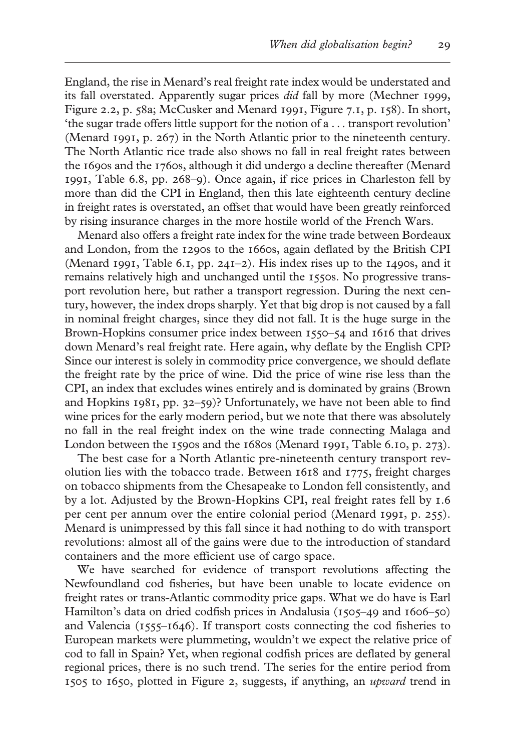England, the rise in Menard's real freight rate index would be understated and its fall overstated. Apparently sugar prices *did* fall by more (Mechner 1999, Figure 2.2, p. 58a; McCusker and Menard 1991, Figure 7.1, p. 158). In short, 'the sugar trade offers little support for the notion of a . . . transport revolution' (Menard 1991, p. 267) in the North Atlantic prior to the nineteenth century. The North Atlantic rice trade also shows no fall in real freight rates between the 1690s and the 1760s, although it did undergo a decline thereafter (Menard 1991, Table 6.8, pp. 268–9). Once again, if rice prices in Charleston fell by more than did the CPI in England, then this late eighteenth century decline in freight rates is overstated, an offset that would have been greatly reinforced by rising insurance charges in the more hostile world of the French Wars.

Menard also offers a freight rate index for the wine trade between Bordeaux and London, from the 1290s to the 1660s, again deflated by the British CPI (Menard 1991, Table 6.1, pp. 241–2). His index rises up to the 1490s, and it remains relatively high and unchanged until the 1550s. No progressive transport revolution here, but rather a transport regression. During the next century, however, the index drops sharply. Yet that big drop is not caused by a fall in nominal freight charges, since they did not fall. It is the huge surge in the Brown-Hopkins consumer price index between 1550–54 and 1616 that drives down Menard's real freight rate. Here again, why deflate by the English CPI? Since our interest is solely in commodity price convergence, we should deflate the freight rate by the price of wine. Did the price of wine rise less than the CPI, an index that excludes wines entirely and is dominated by grains (Brown and Hopkins 1981, pp. 32–59)? Unfortunately, we have not been able to find wine prices for the early modern period, but we note that there was absolutely no fall in the real freight index on the wine trade connecting Malaga and London between the 1590s and the 1680s (Menard 1991, Table 6.10, p. 273).

The best case for a North Atlantic pre-nineteenth century transport revolution lies with the tobacco trade. Between 1618 and 1775, freight charges on tobacco shipments from the Chesapeake to London fell consistently, and by a lot. Adjusted by the Brown-Hopkins CPI, real freight rates fell by 1.6 per cent per annum over the entire colonial period (Menard 1991, p. 255). Menard is unimpressed by this fall since it had nothing to do with transport revolutions: almost all of the gains were due to the introduction of standard containers and the more efficient use of cargo space.

We have searched for evidence of transport revolutions affecting the Newfoundland cod fisheries, but have been unable to locate evidence on freight rates or trans-Atlantic commodity price gaps. What we do have is Earl Hamilton's data on dried codfish prices in Andalusia (1505–49 and 1606–50) and Valencia (1555–1646). If transport costs connecting the cod fisheries to European markets were plummeting, wouldn't we expect the relative price of cod to fall in Spain? Yet, when regional codfish prices are deflated by general regional prices, there is no such trend. The series for the entire period from 1505 to 1650, plotted in Figure 2, suggests, if anything, an *upward* trend in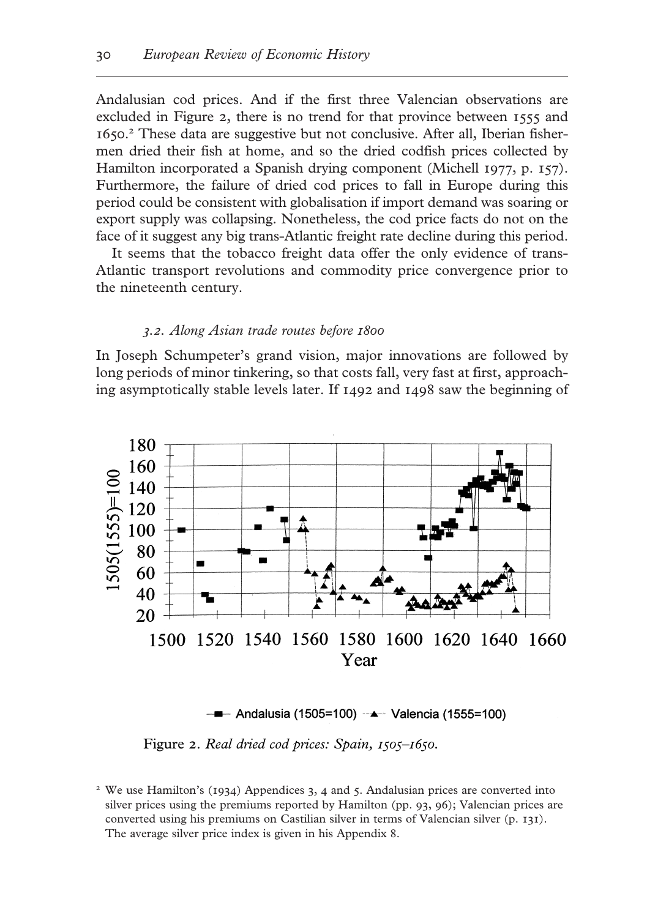Andalusian cod prices. And if the first three Valencian observations are excluded in Figure 2, there is no trend for that province between 1555 and 1650.[2] These data are suggestive but not conclusive. After all, Iberian fishermen dried their fish at home, and so the dried codfish prices collected by Hamilton incorporated a Spanish drying component (Michell 1977, p. 157). Furthermore, the failure of dried cod prices to fall in Europe during this period could be consistent with globalisation if import demand was soaring or export supply was collapsing. Nonetheless, the cod price facts do not on the face of it suggest any big trans-Atlantic freight rate decline during this period.

It seems that the tobacco freight data offer the only evidence of trans-Atlantic transport revolutions and commodity price convergence prior to the nineteenth century.

### *3.2. Along Asian trade routes before 1800*

In Joseph Schumpeter's grand vision, major innovations are followed by long periods of minor tinkering, so that costs fall, very fast at first, approaching asymptotically stable levels later. If 1492 and 1498 saw the beginning of

Figure 2. *Real dried cod prices: Spain, 1505–1650.*

[2] We use Hamilton's (1934) Appendices 3, 4 and 5. Andalusian prices are converted into silver prices using the premiums reported by Hamilton (pp. 93, 96); Valencian prices are converted using his premiums on Castilian silver in terms of Valencian silver (p. 131). The average silver price index is given in his Appendix 8.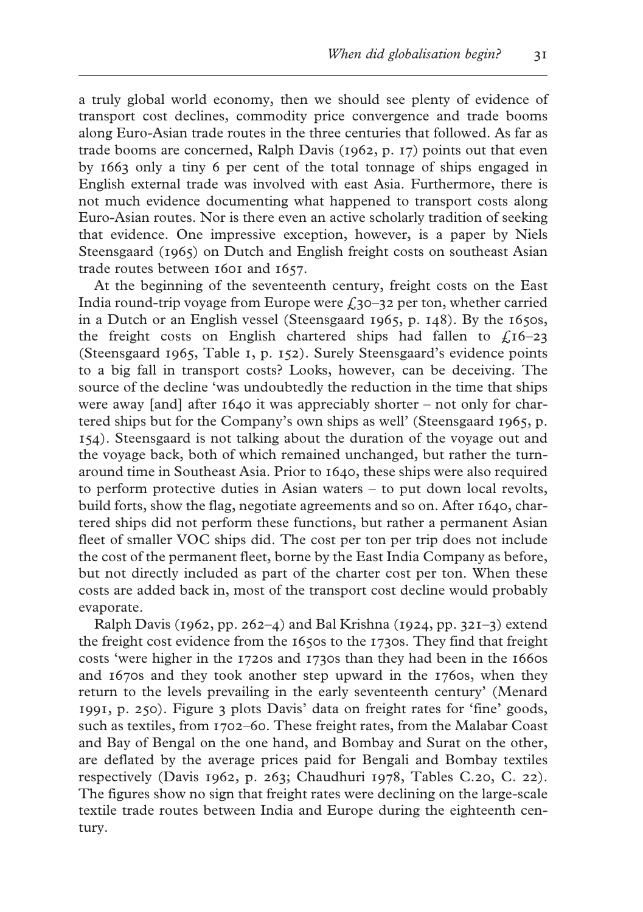a truly global world economy, then we should see plenty of evidence of transport cost declines, commodity price convergence and trade booms along Euro-Asian trade routes in the three centuries that followed. As far as trade booms are concerned, Ralph Davis (1962, p. 17) points out that even by 1663 only a tiny 6 per cent of the total tonnage of ships engaged in English external trade was involved with east Asia. Furthermore, there is not much evidence documenting what happened to transport costs along Euro-Asian routes. Nor is there even an active scholarly tradition of seeking that evidence. One impressive exception, however, is a paper by Niels Steensgaard (1965) on Dutch and English freight costs on southeast Asian trade routes between 1601 and 1657.

At the beginning of the seventeenth century, freight costs on the East India round-trip voyage from Europe were £30–32 per ton, whether carried in a Dutch or an English vessel (Steensgaard 1965, p. 148). By the 1650s, the freight costs on English chartered ships had fallen to £16–23 (Steensgaard 1965, Table 1, p. 152). Surely Steensgaard's evidence points to a big fall in transport costs? Looks, however, can be deceiving. The source of the decline 'was undoubtedly the reduction in the time that ships were away [and] after 1640 it was appreciably shorter – not only for chartered ships but for the Company's own ships as well' (Steensgaard 1965, p. 154). Steensgaard is not talking about the duration of the voyage out and the voyage back, both of which remained unchanged, but rather the turnaround time in Southeast Asia. Prior to 1640, these ships were also required to perform protective duties in Asian waters – to put down local revolts, build forts, show the flag, negotiate agreements and so on. After 1640, chartered ships did not perform these functions, but rather a permanent Asian fleet of smaller VOC ships did. The cost per ton per trip does not include the cost of the permanent fleet, borne by the East India Company as before, but not directly included as part of the charter cost per ton. When these costs are added back in, most of the transport cost decline would probably evaporate.

Ralph Davis (1962, pp. 262–4) and Bal Krishna (1924, pp. 321–3) extend the freight cost evidence from the 1650s to the 1730s. They find that freight costs 'were higher in the 1720s and 1730s than they had been in the 1660s and 1670s and they took another step upward in the 1760s, when they return to the levels prevailing in the early seventeenth century' (Menard 1991, p. 250). Figure 3 plots Davis' data on freight rates for 'fine' goods, such as textiles, from 1702–60. These freight rates, from the Malabar Coast and Bay of Bengal on the one hand, and Bombay and Surat on the other, are deflated by the average prices paid for Bengali and Bombay textiles respectively (Davis 1962, p. 263; Chaudhuri 1978, Tables C.20, C. 22). The figures show no sign that freight rates were declining on the large-scale textile trade routes between India and Europe during the eighteenth century.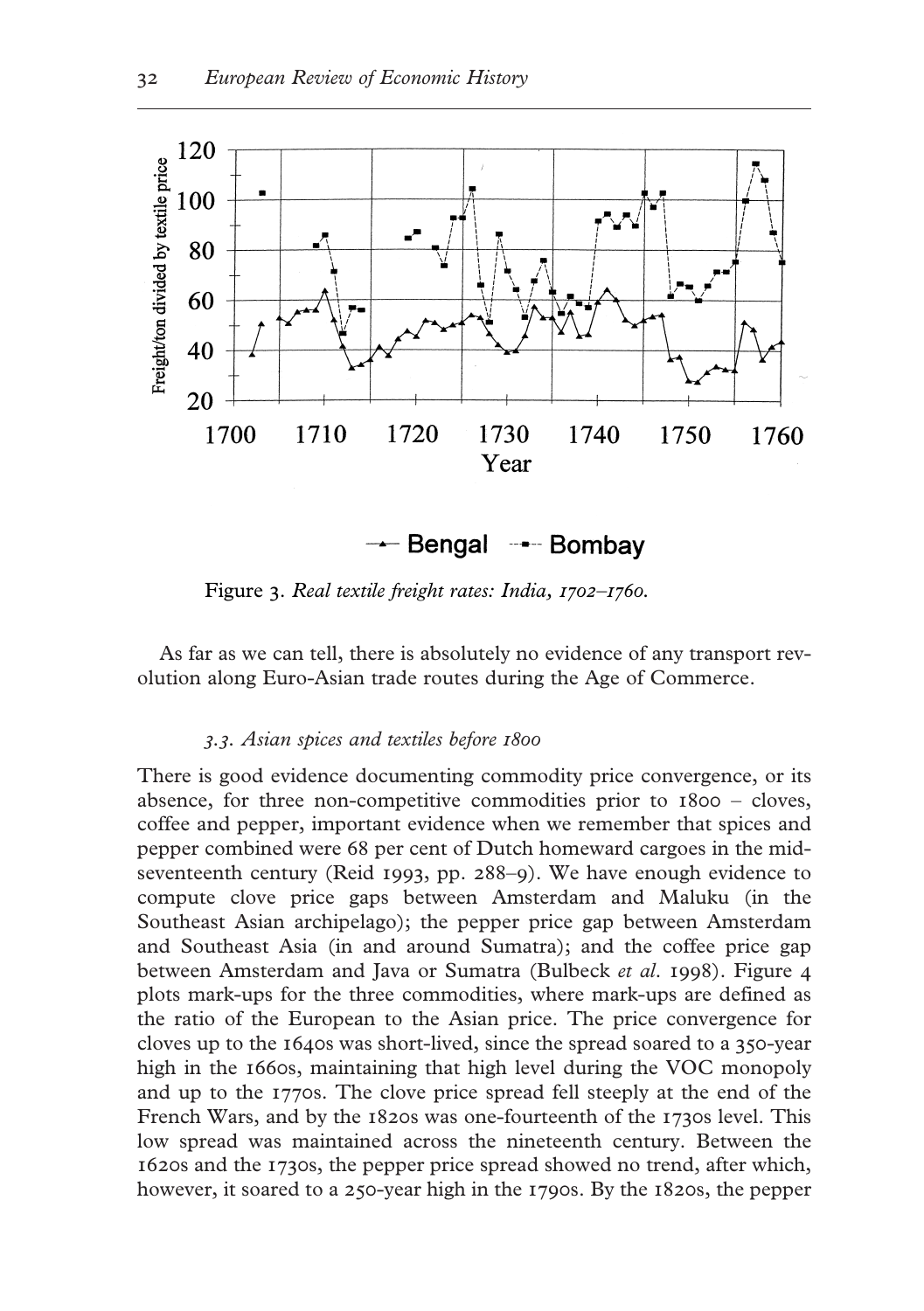Figure 3. *Real textile freight rates: India, 1702–1760.*

As far as we can tell, there is absolutely no evidence of any transport revolution along Euro-Asian trade routes during the Age of Commerce.

### *3.3. Asian spices and textiles before 1800*

There is good evidence documenting commodity price convergence, or its absence, for three non-competitive commodities prior to 1800 – cloves, coffee and pepper, important evidence when we remember that spices and pepper combined were 68 per cent of Dutch homeward cargoes in the mid-seventeenth century (Reid 1993, pp. 288–9). We have enough evidence to compute clove price gaps between Amsterdam and Maluku (in the Southeast Asian archipelago); the pepper price gap between Amsterdam and Southeast Asia (in and around Sumatra); and the coffee price gap between Amsterdam and Java or Sumatra (Bulbeck *et al.* 1998). Figure 4 plots mark-ups for the three commodities, where mark-ups are defined as the ratio of the European to the Asian price. The price convergence for cloves up to the 1640s was short-lived, since the spread soared to a 350-year high in the 1660s, maintaining that high level during the VOC monopoly and up to the 1770s. The clove price spread fell steeply at the end of the French Wars, and by the 1820s was one-fourteenth of the 1730s level. This low spread was maintained across the nineteenth century. Between the 1620s and the 1730s, the pepper price spread showed no trend, after which, however, it soared to a 250-year high in the 1790s. By the 1820s, the pepper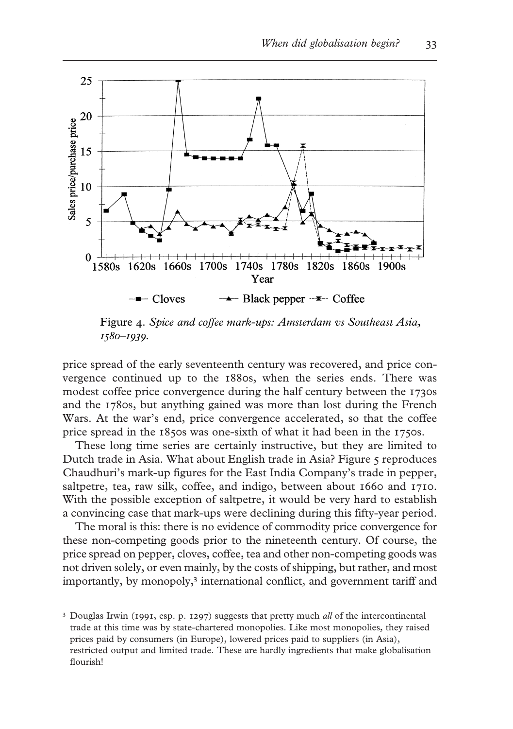Figure 4. *Spice and coffee mark-ups: Amsterdam vs Southeast Asia, 1580–1939.*

price spread of the early seventeenth century was recovered, and price convergence continued up to the 1880s, when the series ends. There was modest coffee price convergence during the half century between the 1730s and the 1780s, but anything gained was more than lost during the French Wars. At the war's end, price convergence accelerated, so that the coffee price spread in the 1850s was one-sixth of what it had been in the 1750s.

These long time series are certainly instructive, but they are limited to Dutch trade in Asia. What about English trade in Asia? Figure 5 reproduces Chaudhuri's mark-up figures for the East India Company's trade in pepper, saltpetre, tea, raw silk, coffee, and indigo, between about 1660 and 1710. With the possible exception of saltpetre, it would be very hard to establish a convincing case that mark-ups were declining during this fifty-year period.

The moral is this: there is no evidence of commodity price convergence for these non-competing goods prior to the nineteenth century. Of course, the price spread on pepper, cloves, coffee, tea and other non-competing goods was not driven solely, or even mainly, by the costs of shipping, but rather, and most importantly, by monopoly,[3] international conflict, and government tariff and

[3] Douglas Irwin (1991, esp. p. 1297) suggests that pretty much *all* of the intercontinental trade at this time was by state-chartered monopolies. Like most monopolies, they raised prices paid by consumers (in Europe), lowered prices paid to suppliers (in Asia), restricted output and limited trade. These are hardly ingredients that make globalisation flourish!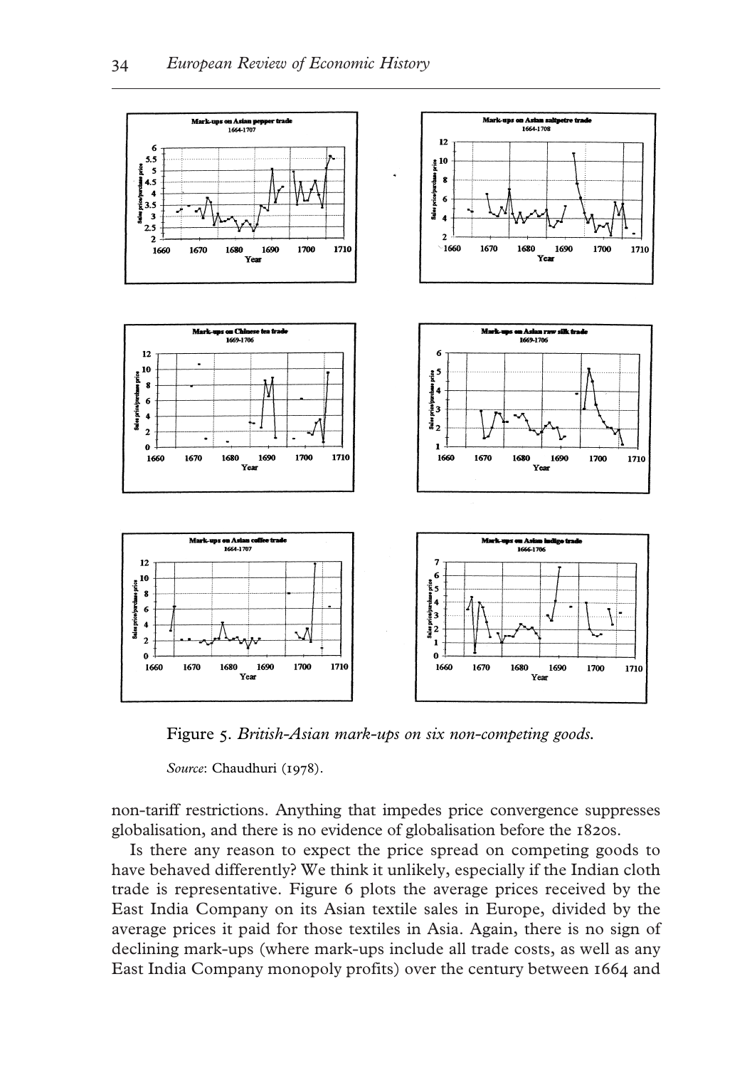Figure 5. *British-Asian mark-ups on six non-competing goods.*

*Source*: Chaudhuri (1978).

non-tariff restrictions. Anything that impedes price convergence suppresses globalisation, and there is no evidence of globalisation before the 1820s.

Is there any reason to expect the price spread on competing goods to have behaved differently? We think it unlikely, especially if the Indian cloth trade is representative. Figure 6 plots the average prices received by the East India Company on its Asian textile sales in Europe, divided by the average prices it paid for those textiles in Asia. Again, there is no sign of declining mark-ups (where mark-ups include all trade costs, as well as any East India Company monopoly profits) over the century between 1664 and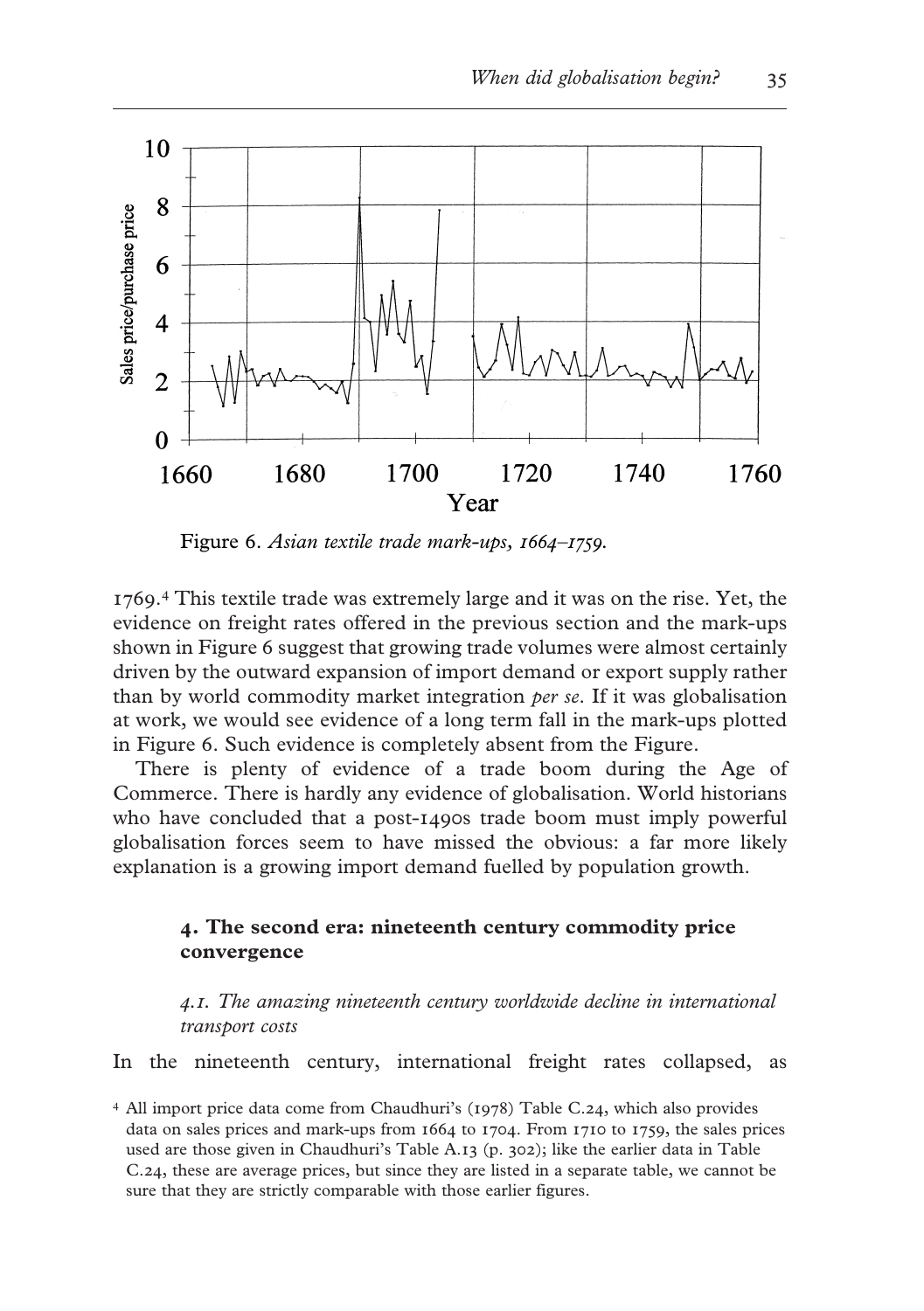Figure 6. *Asian textile trade mark-ups, 1664–1759.*

1769.[4] This textile trade was extremely large and it was on the rise. Yet, the evidence on freight rates offered in the previous section and the mark-ups shown in Figure 6 suggest that growing trade volumes were almost certainly driven by the outward expansion of import demand or export supply rather than by world commodity market integration *per se*. If it was globalisation at work, we would see evidence of a long term fall in the mark-ups plotted in Figure 6. Such evidence is completely absent from the Figure.

There is plenty of evidence of a trade boom during the Age of Commerce. There is hardly any evidence of globalisation. World historians who have concluded that a post-1490s trade boom must imply powerful globalisation forces seem to have missed the obvious: a far more likely explanation is a growing import demand fuelled by population growth.

## 4. The second era: nineteenth century commodity price convergence

### *4.1. The amazing nineteenth century worldwide decline in international transport costs*

In the nineteenth century, international freight rates collapsed, as

[4] All import price data come from Chaudhuri's (1978) Table C.24, which also provides data on sales prices and mark-ups from 1664 to 1704. From 1710 to 1759, the sales prices used are those given in Chaudhuri's Table A.13 (p. 302); like the earlier data in Table C.24, these are average prices, but since they are listed in a separate table, we cannot be sure that they are strictly comparable with those earlier figures.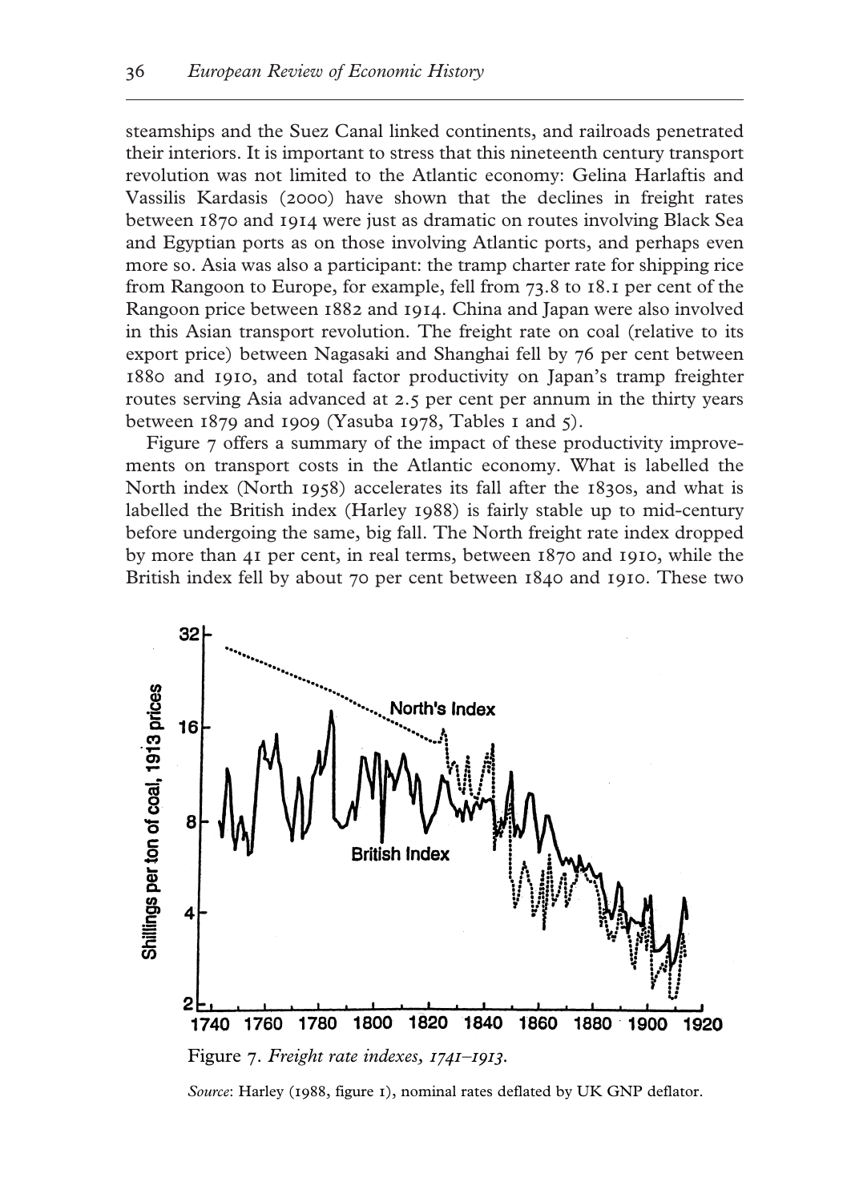steamships and the Suez Canal linked continents, and railroads penetrated their interiors. It is important to stress that this nineteenth century transport revolution was not limited to the Atlantic economy: Gelina Harlaftis and Vassilis Kardasis (2000) have shown that the declines in freight rates between 1870 and 1914 were just as dramatic on routes involving Black Sea and Egyptian ports as on those involving Atlantic ports, and perhaps even more so. Asia was also a participant: the tramp charter rate for shipping rice from Rangoon to Europe, for example, fell from 73.8 to 18.1 per cent of the Rangoon price between 1882 and 1914. China and Japan were also involved in this Asian transport revolution. The freight rate on coal (relative to its export price) between Nagasaki and Shanghai fell by 76 per cent between 1880 and 1910, and total factor productivity on Japan's tramp freighter routes serving Asia advanced at 2.5 per cent per annum in the thirty years between 1879 and 1909 (Yasuba 1978, Tables 1 and 5).

Figure 7 offers a summary of the impact of these productivity improvements on transport costs in the Atlantic economy. What is labelled the North index (North 1958) accelerates its fall after the 1830s, and what is labelled the British index (Harley 1988) is fairly stable up to mid-century before undergoing the same, big fall. The North freight rate index dropped by more than 41 per cent, in real terms, between 1870 and 1910, while the British index fell by about 70 per cent between 1840 and 1910. These two

Figure 7. *Freight rate indexes, 1741–1913.*

*Source*: Harley (1988, figure 1), nominal rates deflated by UK GNP deflator.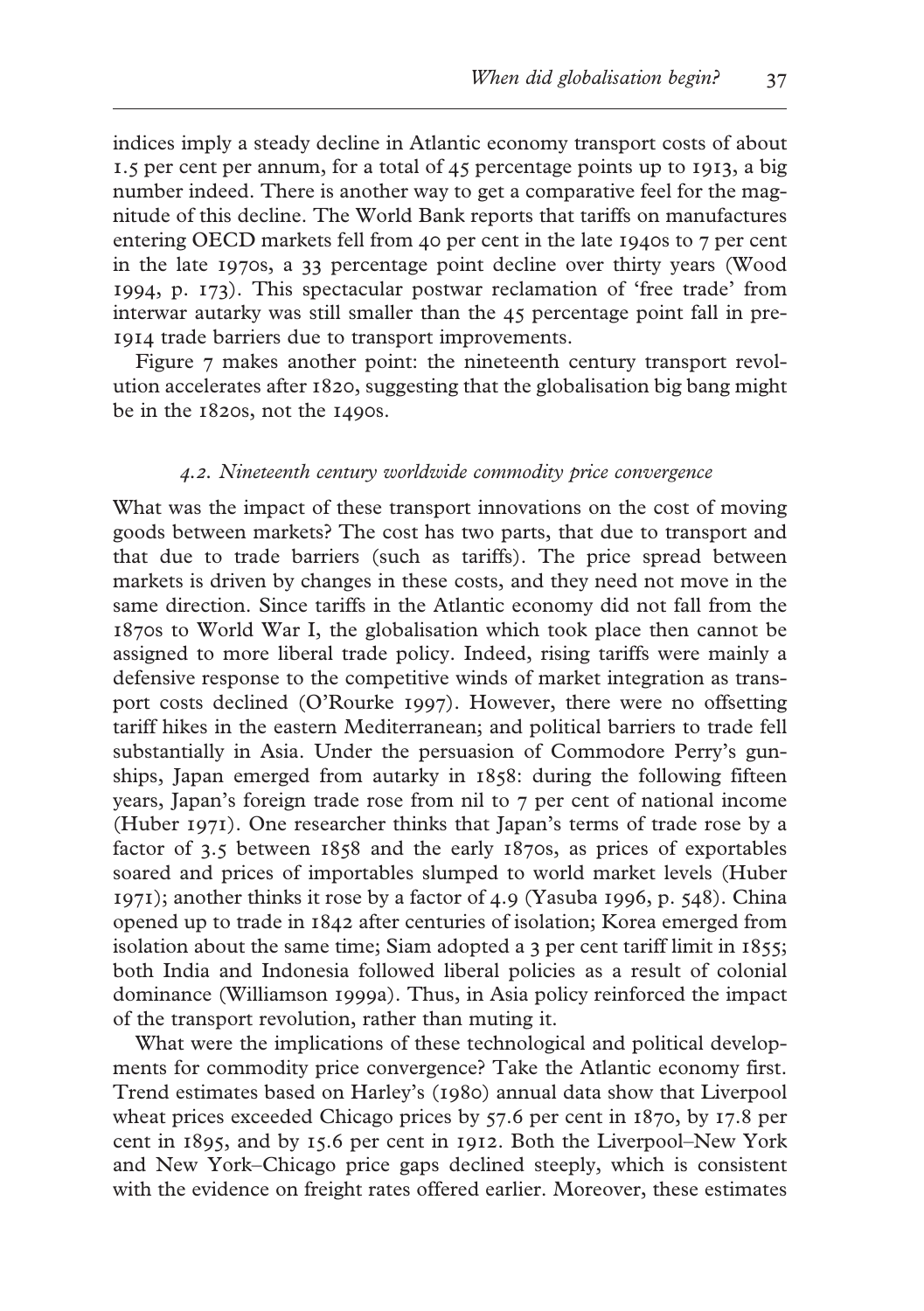indices imply a steady decline in Atlantic economy transport costs of about 1.5 per cent per annum, for a total of 45 percentage points up to 1913, a big number indeed. There is another way to get a comparative feel for the magnitude of this decline. The World Bank reports that tariffs on manufactures entering OECD markets fell from 40 per cent in the late 1940s to 7 per cent in the late 1970s, a 33 percentage point decline over thirty years (Wood 1994, p. 173). This spectacular postwar reclamation of 'free trade' from interwar autarky was still smaller than the 45 percentage point fall in pre-1914 trade barriers due to transport improvements.

Figure 7 makes another point: the nineteenth century transport revolution accelerates after 1820, suggesting that the globalisation big bang might be in the 1820s, not the 1490s.

### *4.2. Nineteenth century worldwide commodity price convergence*

What was the impact of these transport innovations on the cost of moving goods between markets? The cost has two parts, that due to transport and that due to trade barriers (such as tariffs). The price spread between markets is driven by changes in these costs, and they need not move in the same direction. Since tariffs in the Atlantic economy did not fall from the 1870s to World War I, the globalisation which took place then cannot be assigned to more liberal trade policy. Indeed, rising tariffs were mainly a defensive response to the competitive winds of market integration as transport costs declined (O'Rourke 1997). However, there were no offsetting tariff hikes in the eastern Mediterranean; and political barriers to trade fell substantially in Asia. Under the persuasion of Commodore Perry's gunships, Japan emerged from autarky in 1858: during the following fifteen years, Japan's foreign trade rose from nil to 7 per cent of national income (Huber 1971). One researcher thinks that Japan's terms of trade rose by a factor of 3.5 between 1858 and the early 1870s, as prices of exportables soared and prices of importables slumped to world market levels (Huber 1971); another thinks it rose by a factor of 4.9 (Yasuba 1996, p. 548). China opened up to trade in 1842 after centuries of isolation; Korea emerged from isolation about the same time; Siam adopted a 3 per cent tariff limit in 1855; both India and Indonesia followed liberal policies as a result of colonial dominance (Williamson 1999a). Thus, in Asia policy reinforced the impact of the transport revolution, rather than muting it.

What were the implications of these technological and political developments for commodity price convergence? Take the Atlantic economy first. Trend estimates based on Harley's (1980) annual data show that Liverpool wheat prices exceeded Chicago prices by 57.6 per cent in 1870, by 17.8 per cent in 1895, and by 15.6 per cent in 1912. Both the Liverpool–New York and New York–Chicago price gaps declined steeply, which is consistent with the evidence on freight rates offered earlier. Moreover, these estimates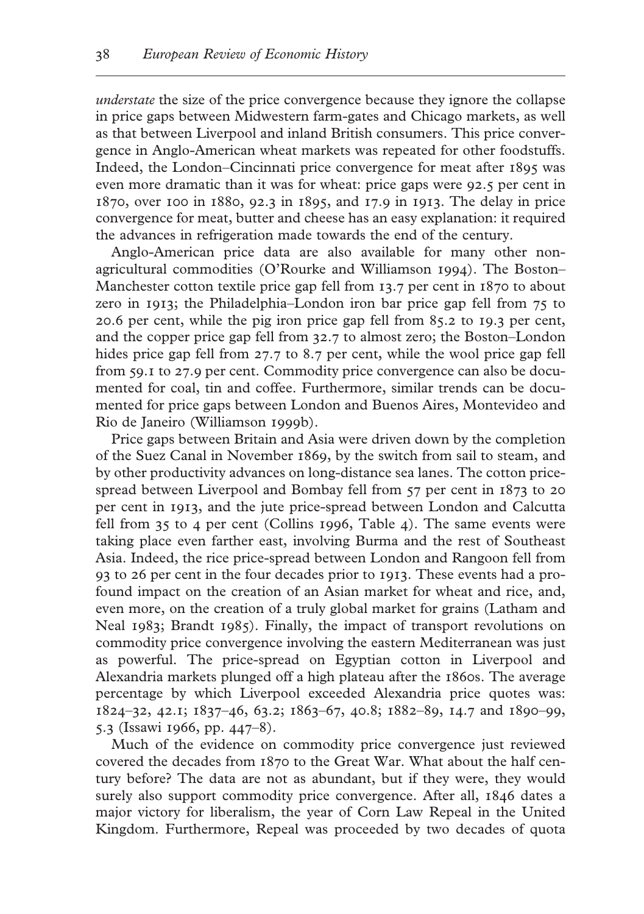*understate* the size of the price convergence because they ignore the collapse in price gaps between Midwestern farm-gates and Chicago markets, as well as that between Liverpool and inland British consumers. This price convergence in Anglo-American wheat markets was repeated for other foodstuffs. Indeed, the London–Cincinnati price convergence for meat after 1895 was even more dramatic than it was for wheat: price gaps were 92.5 per cent in 1870, over 100 in 1880, 92.3 in 1895, and 17.9 in 1913. The delay in price convergence for meat, butter and cheese has an easy explanation: it required the advances in refrigeration made towards the end of the century.

Anglo-American price data are also available for many other non-agricultural commodities (O'Rourke and Williamson 1994). The Boston–Manchester cotton textile price gap fell from 13.7 per cent in 1870 to about zero in 1913; the Philadelphia–London iron bar price gap fell from 75 to 20.6 per cent, while the pig iron price gap fell from 85.2 to 19.3 per cent, and the copper price gap fell from 32.7 to almost zero; the Boston–London hides price gap fell from 27.7 to 8.7 per cent, while the wool price gap fell from 59.1 to 27.9 per cent. Commodity price convergence can also be documented for coal, tin and coffee. Furthermore, similar trends can be documented for price gaps between London and Buenos Aires, Montevideo and Rio de Janeiro (Williamson 1999b).

Price gaps between Britain and Asia were driven down by the completion of the Suez Canal in November 1869, by the switch from sail to steam, and by other productivity advances on long-distance sea lanes. The cotton price-spread between Liverpool and Bombay fell from 57 per cent in 1873 to 20 per cent in 1913, and the jute price-spread between London and Calcutta fell from 35 to 4 per cent (Collins 1996, Table 4). The same events were taking place even farther east, involving Burma and the rest of Southeast Asia. Indeed, the rice price-spread between London and Rangoon fell from 93 to 26 per cent in the four decades prior to 1913. These events had a profound impact on the creation of an Asian market for wheat and rice, and, even more, on the creation of a truly global market for grains (Latham and Neal 1983; Brandt 1985). Finally, the impact of transport revolutions on commodity price convergence involving the eastern Mediterranean was just as powerful. The price-spread on Egyptian cotton in Liverpool and Alexandria markets plunged off a high plateau after the 1860s. The average percentage by which Liverpool exceeded Alexandria price quotes was: 1824–32, 42.1; 1837–46, 63.2; 1863–67, 40.8; 1882–89, 14.7 and 1890–99, 5.3 (Issawi 1966, pp. 447–8).

Much of the evidence on commodity price convergence just reviewed covered the decades from 1870 to the Great War. What about the half century before? The data are not as abundant, but if they were, they would surely also support commodity price convergence. After all, 1846 dates a major victory for liberalism, the year of Corn Law Repeal in the United Kingdom. Furthermore, Repeal was proceeded by two decades of quota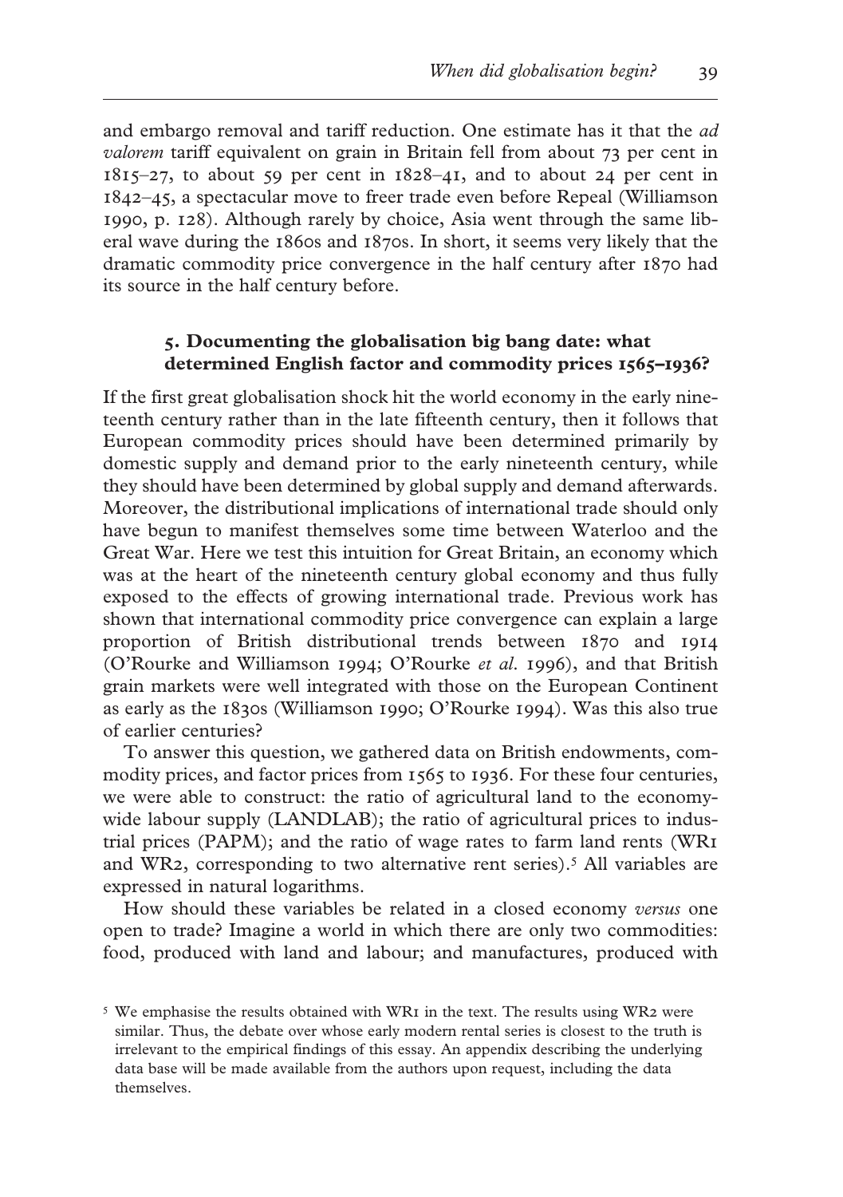and embargo removal and tariff reduction. One estimate has it that the *ad valorem* tariff equivalent on grain in Britain fell from about 73 per cent in 1815–27, to about 59 per cent in 1828–41, and to about 24 per cent in 1842–45, a spectacular move to freer trade even before Repeal (Williamson 1990, p. 128). Although rarely by choice, Asia went through the same liberal wave during the 1860s and 1870s. In short, it seems very likely that the dramatic commodity price convergence in the half century after 1870 had its source in the half century before.

### 5. Documenting the globalisation big bang date: what determined English factor and commodity prices 1565–1936?

If the first great globalisation shock hit the world economy in the early nineteenth century rather than in the late fifteenth century, then it follows that European commodity prices should have been determined primarily by domestic supply and demand prior to the early nineteenth century, while they should have been determined by global supply and demand afterwards. Moreover, the distributional implications of international trade should only have begun to manifest themselves some time between Waterloo and the Great War. Here we test this intuition for Great Britain, an economy which was at the heart of the nineteenth century global economy and thus fully exposed to the effects of growing international trade. Previous work has shown that international commodity price convergence can explain a large proportion of British distributional trends between 1870 and 1914 (O'Rourke and Williamson 1994; O'Rourke *et al.* 1996), and that British grain markets were well integrated with those on the European Continent as early as the 1830s (Williamson 1990; O'Rourke 1994). Was this also true of earlier centuries?

To answer this question, we gathered data on British endowments, commodity prices, and factor prices from 1565 to 1936. For these four centuries, we were able to construct: the ratio of agricultural land to the economy-wide labour supply (LANDLAB); the ratio of agricultural prices to industrial prices (PAPM); and the ratio of wage rates to farm land rents (WR1 and WR2, corresponding to two alternative rent series).[5] All variables are expressed in natural logarithms.

How should these variables be related in a closed economy *versus* one open to trade? Imagine a world in which there are only two commodities: food, produced with land and labour; and manufactures, produced with

[5] We emphasise the results obtained with WR1 in the text. The results using WR2 were similar. Thus, the debate over whose early modern rental series is closest to the truth is irrelevant to the empirical findings of this essay. An appendix describing the underlying data base will be made available from the authors upon request, including the data themselves.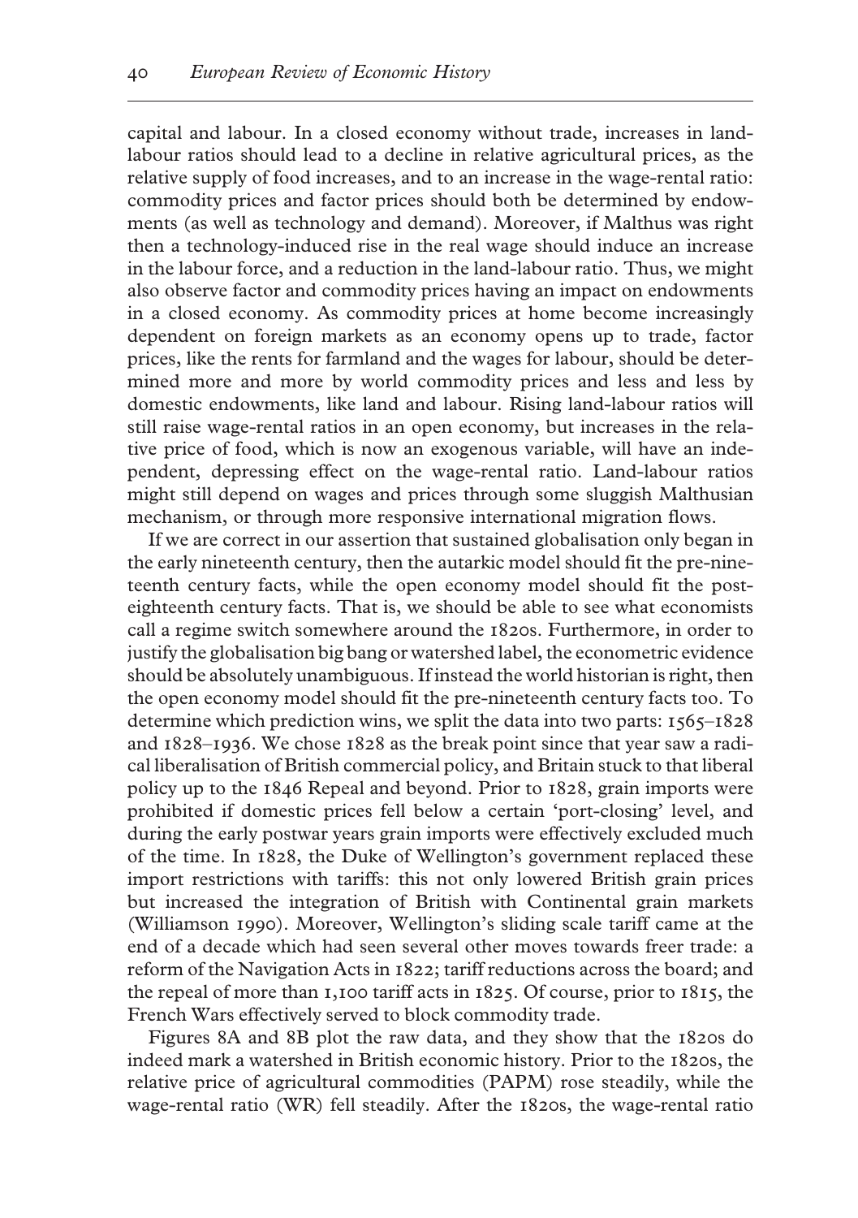capital and labour. In a closed economy without trade, increases in land-labour ratios should lead to a decline in relative agricultural prices, as the relative supply of food increases, and to an increase in the wage-rental ratio: commodity prices and factor prices should both be determined by endowments (as well as technology and demand). Moreover, if Malthus was right then a technology-induced rise in the real wage should induce an increase in the labour force, and a reduction in the land-labour ratio. Thus, we might also observe factor and commodity prices having an impact on endowments in a closed economy. As commodity prices at home become increasingly dependent on foreign markets as an economy opens up to trade, factor prices, like the rents for farmland and the wages for labour, should be determined more and more by world commodity prices and less and less by domestic endowments, like land and labour. Rising land-labour ratios will still raise wage-rental ratios in an open economy, but increases in the relative price of food, which is now an exogenous variable, will have an independent, depressing effect on the wage-rental ratio. Land-labour ratios might still depend on wages and prices through some sluggish Malthusian mechanism, or through more responsive international migration flows.

If we are correct in our assertion that sustained globalisation only began in the early nineteenth century, then the autarkic model should fit the pre-nineteenth century facts, while the open economy model should fit the post-eighteenth century facts. That is, we should be able to see what economists call a regime switch somewhere around the 1820s. Furthermore, in order to justify the globalisation big bang or watershed label, the econometric evidence should be absolutely unambiguous. If instead the world historian is right, then the open economy model should fit the pre-nineteenth century facts too. To determine which prediction wins, we split the data into two parts: 1565–1828 and 1828–1936. We chose 1828 as the break point since that year saw a radical liberalisation of British commercial policy, and Britain stuck to that liberal policy up to the 1846 Repeal and beyond. Prior to 1828, grain imports were prohibited if domestic prices fell below a certain 'port-closing' level, and during the early postwar years grain imports were effectively excluded much of the time. In 1828, the Duke of Wellington's government replaced these import restrictions with tariffs: this not only lowered British grain prices but increased the integration of British with Continental grain markets (Williamson 1990). Moreover, Wellington's sliding scale tariff came at the end of a decade which had seen several other moves towards freer trade: a reform of the Navigation Acts in 1822; tariff reductions across the board; and the repeal of more than 1,100 tariff acts in 1825. Of course, prior to 1815, the French Wars effectively served to block commodity trade.

Figures 8A and 8B plot the raw data, and they show that the 1820s do indeed mark a watershed in British economic history. Prior to the 1820s, the relative price of agricultural commodities (PAPM) rose steadily, while the wage-rental ratio (WR) fell steadily. After the 1820s, the wage-rental ratio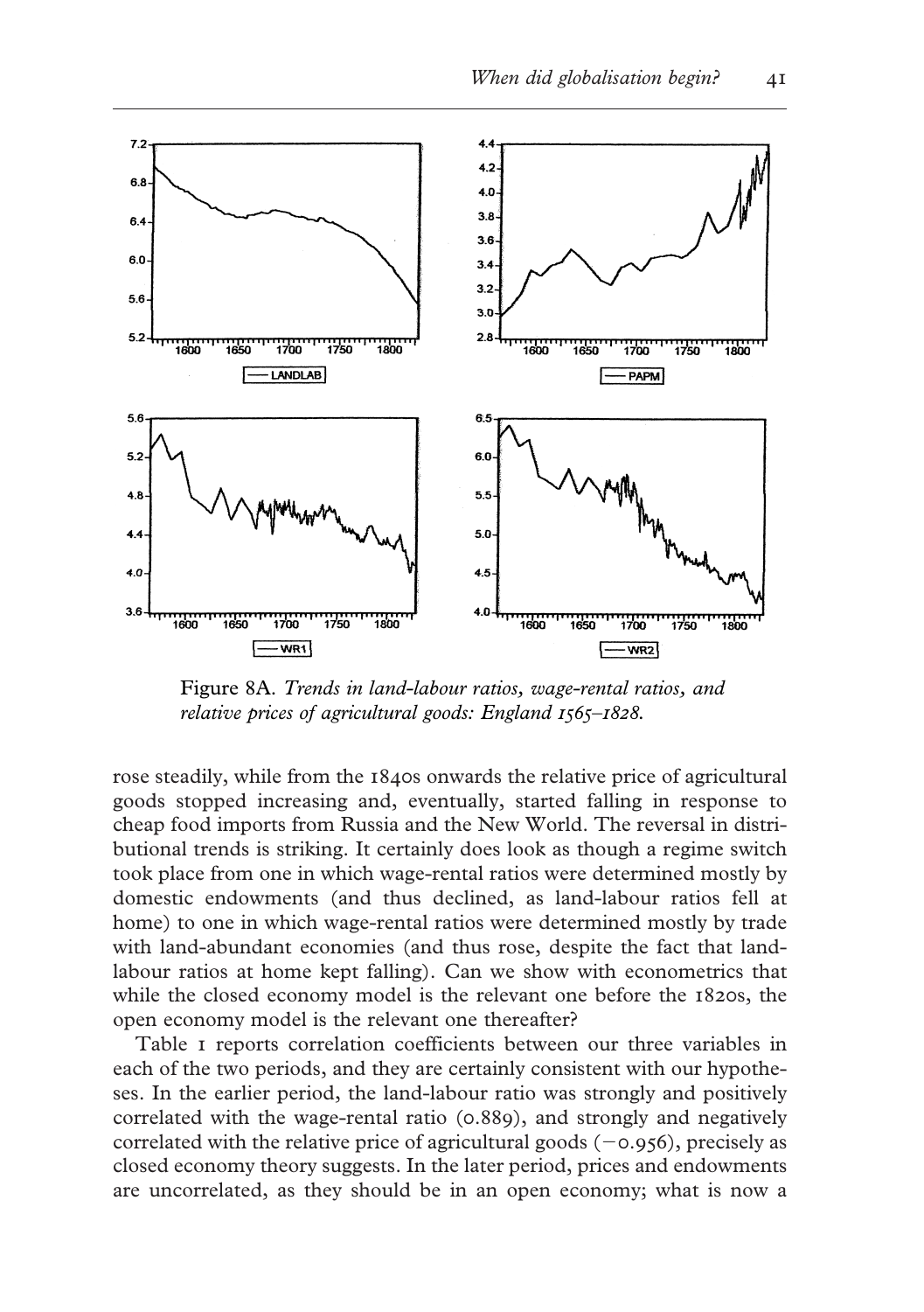Figure 8A. *Trends in land-labour ratios, wage-rental ratios, and relative prices of agricultural goods: England 1565–1828.*

rose steadily, while from the 1840s onwards the relative price of agricultural goods stopped increasing and, eventually, started falling in response to cheap food imports from Russia and the New World. The reversal in distributional trends is striking. It certainly does look as though a regime switch took place from one in which wage-rental ratios were determined mostly by domestic endowments (and thus declined, as land-labour ratios fell at home) to one in which wage-rental ratios were determined mostly by trade with land-abundant economies (and thus rose, despite the fact that land-labour ratios at home kept falling). Can we show with econometrics that while the closed economy model is the relevant one before the 1820s, the open economy model is the relevant one thereafter?

Table 1 reports correlation coefficients between our three variables in each of the two periods, and they are certainly consistent with our hypotheses. In the earlier period, the land-labour ratio was strongly and positively correlated with the wage-rental ratio (0.889), and strongly and negatively correlated with the relative price of agricultural goods (−0.956), precisely as closed economy theory suggests. In the later period, prices and endowments are uncorrelated, as they should be in an open economy; what is now a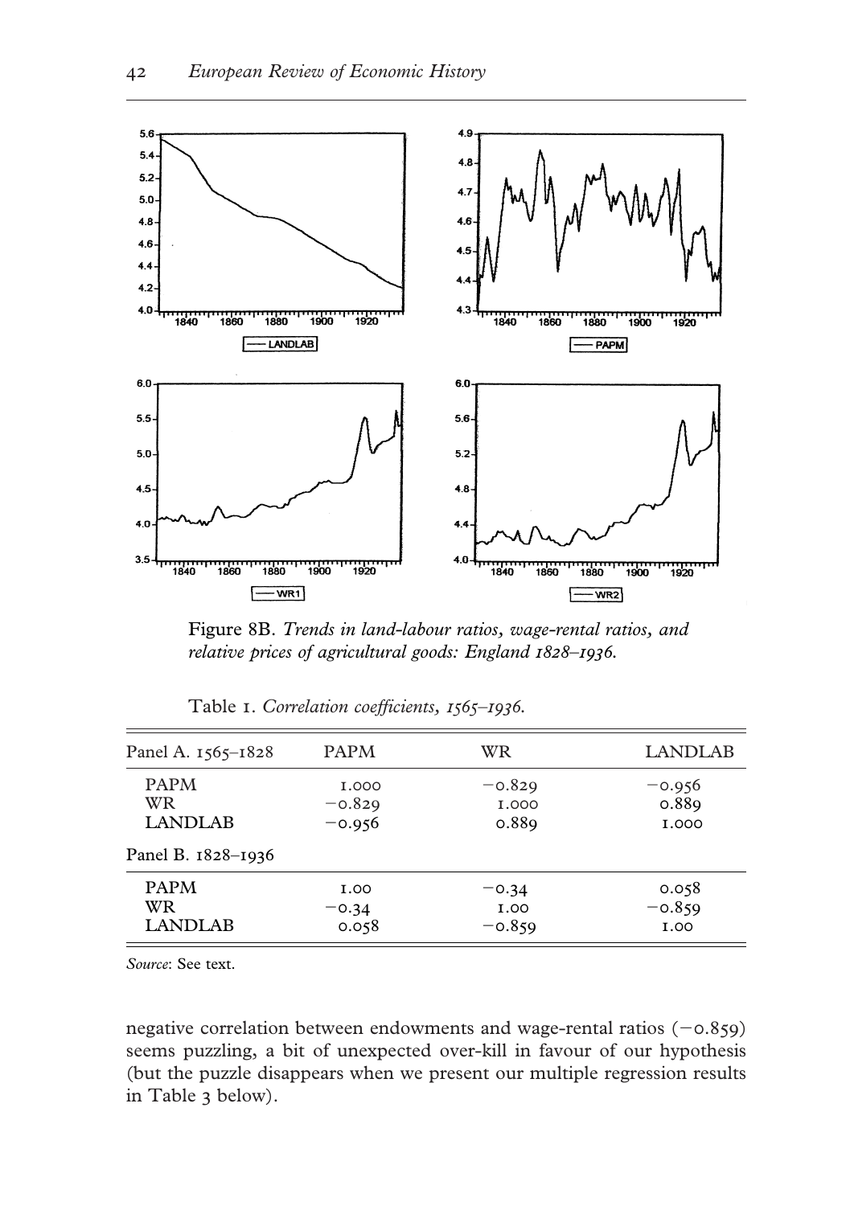Figure 8B. *Trends in land-labour ratios, wage-rental ratios, and relative prices of agricultural goods: England 1828–1936.*

Table 1. *Correlation coefficients, 1565–1936.*

| Panel A. 1565–1828 | PAPM | WR | LANDLAB |
|---|---|---|---|
| PAPM | 1.000 | −0.829 | −0.956 |
| WR | −0.829 | 1.000 | 0.889 |
| LANDLAB | −0.956 | 0.889 | 1.000 |
| **Panel B. 1828–1936** | | | |
| PAPM | 1.00 | −0.34 | 0.058 |
| WR | −0.34 | 1.00 | −0.859 |
| LANDLAB | 0.058 | −0.859 | 1.00 |

*Source*: See text.

negative correlation between endowments and wage-rental ratios (−0.859) seems puzzling, a bit of unexpected over-kill in favour of our hypothesis (but the puzzle disappears when we present our multiple regression results in Table 3 below).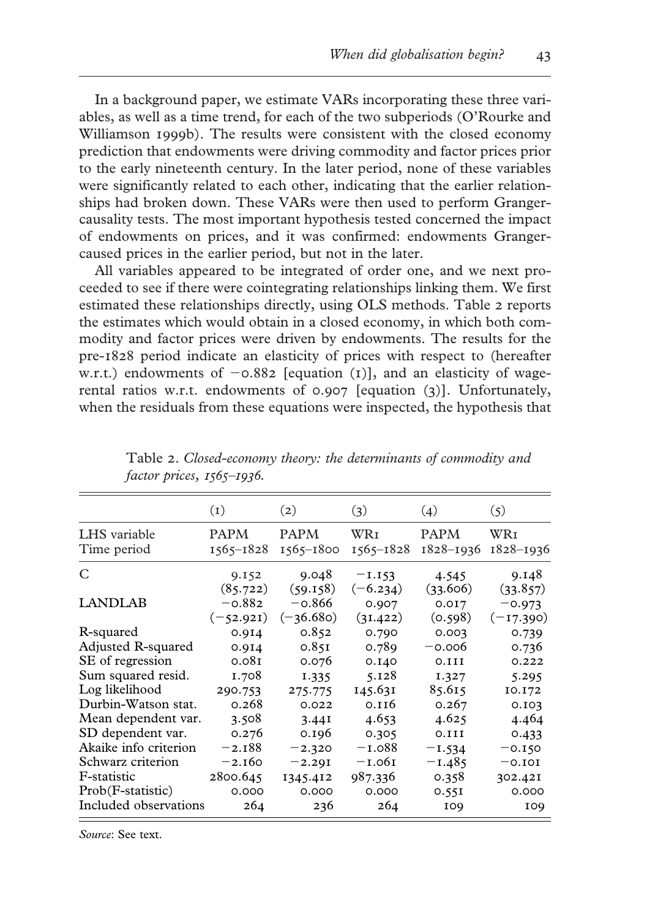In a background paper, we estimate VARs incorporating these three variables, as well as a time trend, for each of the two subperiods (O'Rourke and Williamson 1999b). The results were consistent with the closed economy prediction that endowments were driving commodity and factor prices prior to the early nineteenth century. In the later period, none of these variables were significantly related to each other, indicating that the earlier relationships had broken down. These VARs were then used to perform Granger-causality tests. The most important hypothesis tested concerned the impact of endowments on prices, and it was confirmed: endowments Granger-caused prices in the earlier period, but not in the later.

All variables appeared to be integrated of order one, and we next proceeded to see if there were cointegrating relationships linking them. We first estimated these relationships directly, using OLS methods. Table 2 reports the estimates which would obtain in a closed economy, in which both commodity and factor prices were driven by endowments. The results for the pre-1828 period indicate an elasticity of prices with respect to (hereafter w.r.t.) endowments of −0.882 [equation (1)], and an elasticity of wage-rental ratios w.r.t. endowments of 0.907 [equation (3)]. Unfortunately, when the residuals from these equations were inspected, the hypothesis that

Table 2. *Closed-economy theory: the determinants of commodity and factor prices, 1565–1936.*

| | (1) | (2) | (3) | (4) | (5) |
|---|---|---|---|---|---|
| LHS variable | PAPM | PAPM | WR1 | PAPM | WR1 |
| Time period | 1565–1828 | 1565–1800 | 1565–1828 | 1828–1936 | 1828–1936 |
| C | 9.152 | 9.048 | −1.153 | 4.545 | 9.148 |
| | (85.722) | (59.158) | (−6.234) | (33.606) | (33.857) |
| LANDLAB | −0.882 | −0.866 | 0.907 | 0.017 | −0.973 |
| | (−52.921) | (−36.680) | (31.422) | (0.598) | (−17.390) |
| R-squared | 0.914 | 0.852 | 0.790 | 0.003 | 0.739 |
| Adjusted R-squared | 0.914 | 0.851 | 0.789 | −0.006 | 0.736 |
| SE of regression | 0.081 | 0.076 | 0.140 | 0.111 | 0.222 |
| Sum squared resid. | 1.708 | 1.335 | 5.128 | 1.327 | 5.295 |
| Log likelihood | 290.753 | 275.775 | 145.631 | 85.615 | 10.172 |
| Durbin-Watson stat. | 0.268 | 0.022 | 0.116 | 0.267 | 0.103 |
| Mean dependent var. | 3.508 | 3.441 | 4.653 | 4.625 | 4.464 |
| SD dependent var. | 0.276 | 0.196 | 0.305 | 0.111 | 0.433 |
| Akaike info criterion | −2.188 | −2.320 | −1.088 | −1.534 | −0.150 |
| Schwarz criterion | −2.160 | −2.291 | −1.061 | −1.485 | −0.101 |
| F-statistic | 2800.645 | 1345.412 | 987.336 | 0.358 | 302.421 |
| Prob(F-statistic) | 0.000 | 0.000 | 0.000 | 0.551 | 0.000 |
| Included observations | 264 | 236 | 264 | 109 | 109 |

*Source*: See text.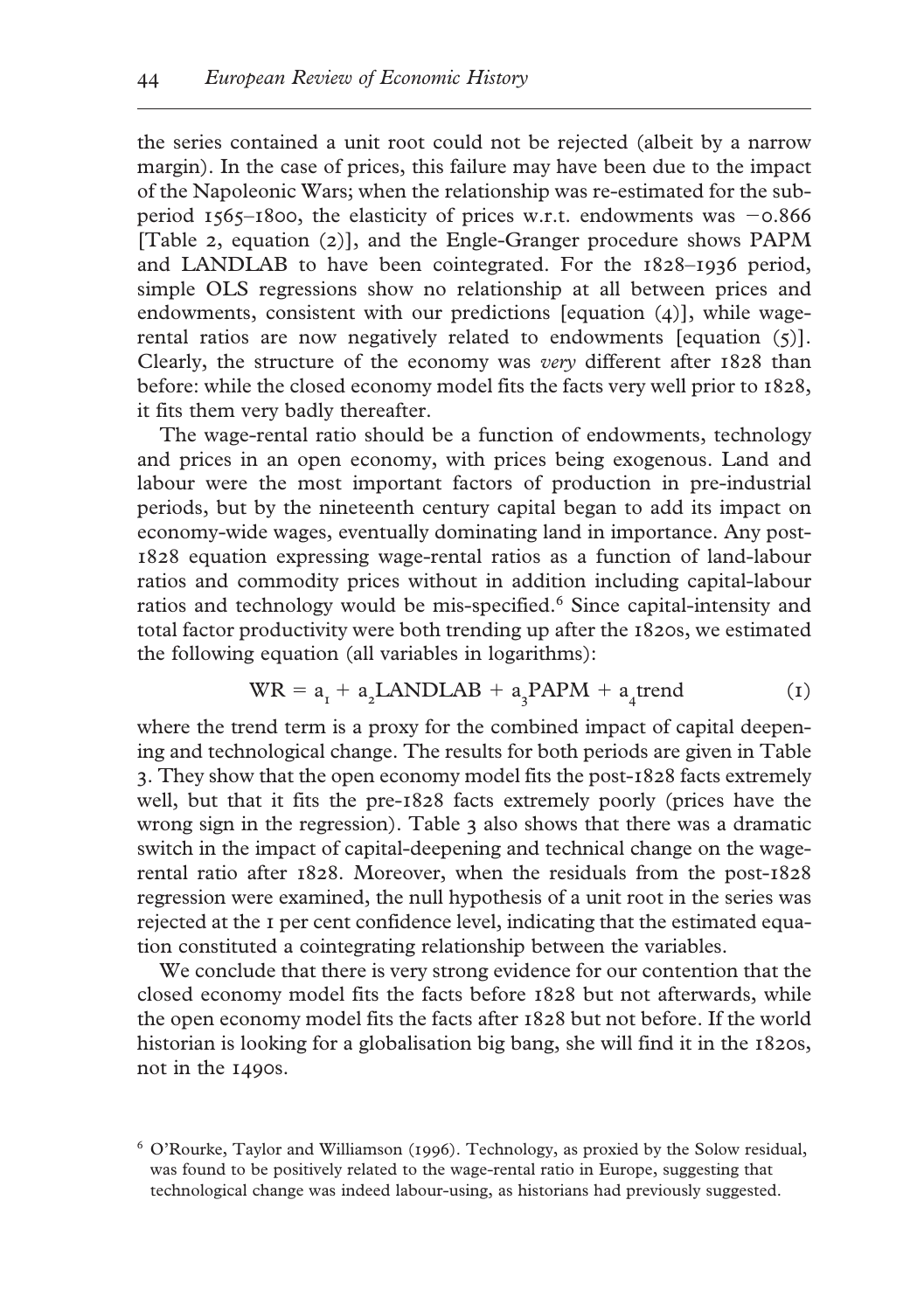the series contained a unit root could not be rejected (albeit by a narrow margin). In the case of prices, this failure may have been due to the impact of the Napoleonic Wars; when the relationship was re-estimated for the sub-period 1565–1800, the elasticity of prices w.r.t. endowments was −0.866 [Table 2, equation (2)], and the Engle-Granger procedure shows PAPM and LANDLAB to have been cointegrated. For the 1828–1936 period, simple OLS regressions show no relationship at all between prices and endowments, consistent with our predictions [equation (4)], while wage-rental ratios are now negatively related to endowments [equation (5)]. Clearly, the structure of the economy was *very* different after 1828 than before: while the closed economy model fits the facts very well prior to 1828, it fits them very badly thereafter.

The wage-rental ratio should be a function of endowments, technology and prices in an open economy, with prices being exogenous. Land and labour were the most important factors of production in pre-industrial periods, but by the nineteenth century capital began to add its impact on economy-wide wages, eventually dominating land in importance. Any post-1828 equation expressing wage-rental ratios as a function of land-labour ratios and commodity prices without in addition including capital-labour ratios and technology would be mis-specified.[6] Since capital-intensity and total factor productivity were both trending up after the 1820s, we estimated the following equation (all variables in logarithms):

$$\mathrm{WR} = a_1 + a_2\mathrm{LANDLAB} + a_3\mathrm{PAPM} + a_4\mathrm{trend} \qquad (1)$$

where the trend term is a proxy for the combined impact of capital deepening and technological change. The results for both periods are given in Table 3. They show that the open economy model fits the post-1828 facts extremely well, but that it fits the pre-1828 facts extremely poorly (prices have the wrong sign in the regression). Table 3 also shows that there was a dramatic switch in the impact of capital-deepening and technical change on the wage-rental ratio after 1828. Moreover, when the residuals from the post-1828 regression were examined, the null hypothesis of a unit root in the series was rejected at the 1 per cent confidence level, indicating that the estimated equation constituted a cointegrating relationship between the variables.

We conclude that there is very strong evidence for our contention that the closed economy model fits the facts before 1828 but not afterwards, while the open economy model fits the facts after 1828 but not before. If the world historian is looking for a globalisation big bang, she will find it in the 1820s, not in the 1490s.

[6] O'Rourke, Taylor and Williamson (1996). Technology, as proxied by the Solow residual, was found to be positively related to the wage-rental ratio in Europe, suggesting that technological change was indeed labour-using, as historians had previously suggested.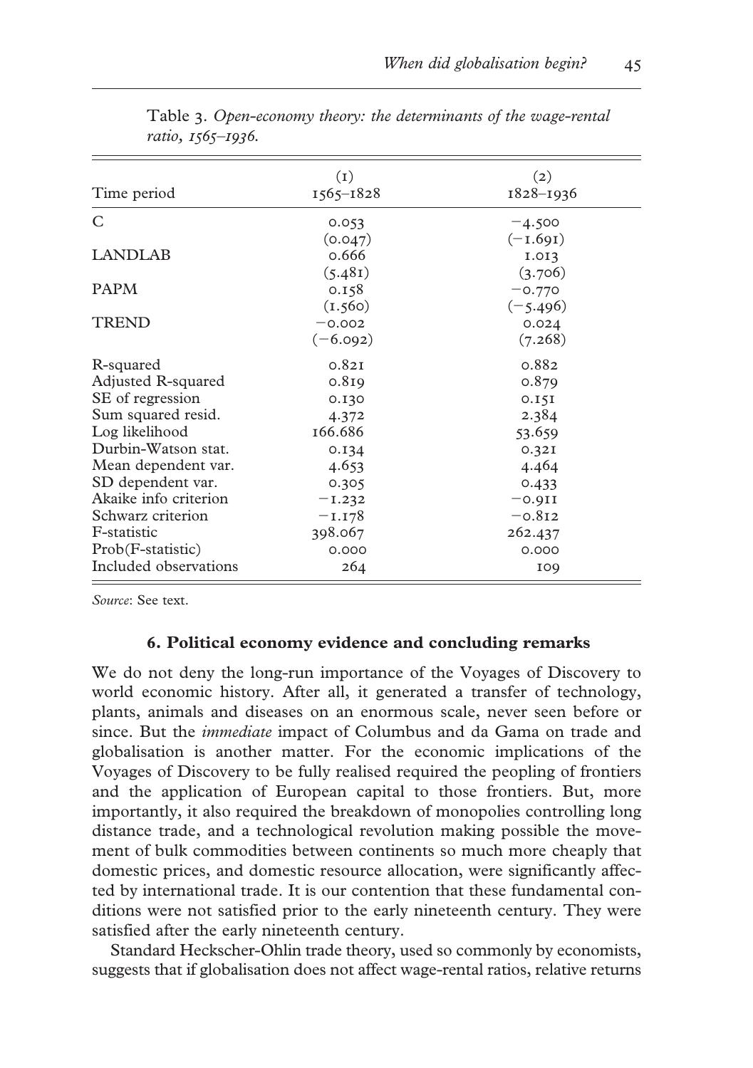Table 3. *Open-economy theory: the determinants of the wage-rental ratio, 1565–1936.*

| Time period | (1) 1565–1828 | (2) 1828–1936 |
|---|---|---|
| C | 0.053 | −4.500 |
| | (0.047) | (−1.691) |
| LANDLAB | 0.666 | 1.013 |
| | (5.481) | (3.706) |
| PAPM | 0.158 | −0.770 |
| | (1.560) | (−5.496) |
| TREND | −0.002 | 0.024 |
| | (−6.092) | (7.268) |
| R-squared | 0.821 | 0.882 |
| Adjusted R-squared | 0.819 | 0.879 |
| SE of regression | 0.130 | 0.151 |
| Sum squared resid. | 4.372 | 2.384 |
| Log likelihood | 166.686 | 53.659 |
| Durbin-Watson stat. | 0.134 | 0.321 |
| Mean dependent var. | 4.653 | 4.464 |
| SD dependent var. | 0.305 | 0.433 |
| Akaike info criterion | −1.232 | −0.911 |
| Schwarz criterion | −1.178 | −0.812 |
| F-statistic | 398.067 | 262.437 |
| Prob(F-statistic) | 0.000 | 0.000 |
| Included observations | 264 | 109 |

*Source*: See text.

### 6. Political economy evidence and concluding remarks

We do not deny the long-run importance of the Voyages of Discovery to world economic history. After all, it generated a transfer of technology, plants, animals and diseases on an enormous scale, never seen before or since. But the *immediate* impact of Columbus and da Gama on trade and globalisation is another matter. For the economic implications of the Voyages of Discovery to be fully realised required the peopling of frontiers and the application of European capital to those frontiers. But, more importantly, it also required the breakdown of monopolies controlling long distance trade, and a technological revolution making possible the movement of bulk commodities between continents so much more cheaply that domestic prices, and domestic resource allocation, were significantly affected by international trade. It is our contention that these fundamental conditions were not satisfied prior to the early nineteenth century. They were satisfied after the early nineteenth century.

Standard Heckscher-Ohlin trade theory, used so commonly by economists, suggests that if globalisation does not affect wage-rental ratios, relative returns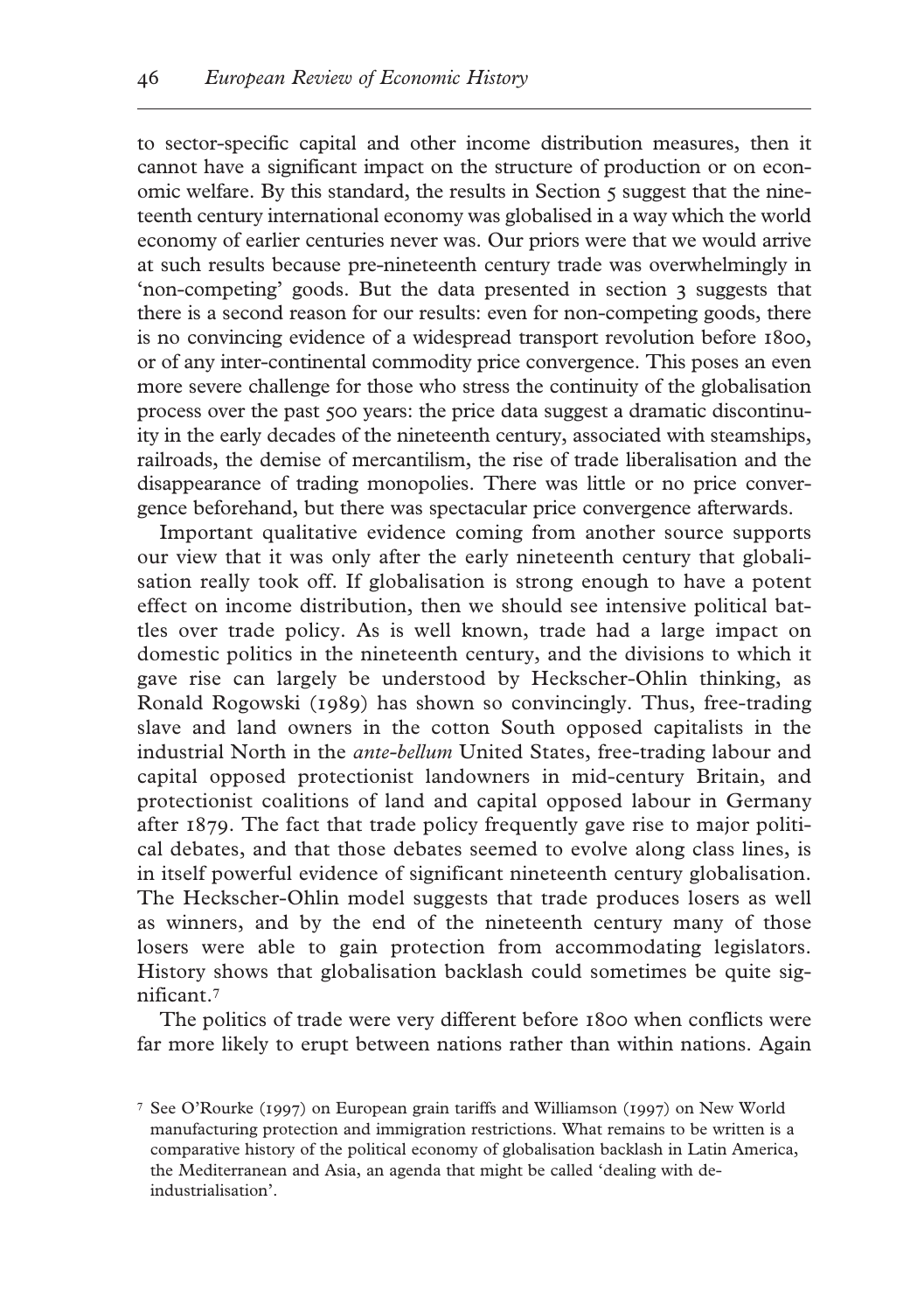to sector-specific capital and other income distribution measures, then it cannot have a significant impact on the structure of production or on economic welfare. By this standard, the results in Section 5 suggest that the nineteenth century international economy was globalised in a way which the world economy of earlier centuries never was. Our priors were that we would arrive at such results because pre-nineteenth century trade was overwhelmingly in 'non-competing' goods. But the data presented in section 3 suggests that there is a second reason for our results: even for non-competing goods, there is no convincing evidence of a widespread transport revolution before 1800, or of any inter-continental commodity price convergence. This poses an even more severe challenge for those who stress the continuity of the globalisation process over the past 500 years: the price data suggest a dramatic discontinuity in the early decades of the nineteenth century, associated with steamships, railroads, the demise of mercantilism, the rise of trade liberalisation and the disappearance of trading monopolies. There was little or no price convergence beforehand, but there was spectacular price convergence afterwards.

Important qualitative evidence coming from another source supports our view that it was only after the early nineteenth century that globalisation really took off. If globalisation is strong enough to have a potent effect on income distribution, then we should see intensive political battles over trade policy. As is well known, trade had a large impact on domestic politics in the nineteenth century, and the divisions to which it gave rise can largely be understood by Heckscher-Ohlin thinking, as Ronald Rogowski (1989) has shown so convincingly. Thus, free-trading slave and land owners in the cotton South opposed capitalists in the industrial North in the *ante-bellum* United States, free-trading labour and capital opposed protectionist landowners in mid-century Britain, and protectionist coalitions of land and capital opposed labour in Germany after 1879. The fact that trade policy frequently gave rise to major political debates, and that those debates seemed to evolve along class lines, is in itself powerful evidence of significant nineteenth century globalisation. The Heckscher-Ohlin model suggests that trade produces losers as well as winners, and by the end of the nineteenth century many of those losers were able to gain protection from accommodating legislators. History shows that globalisation backlash could sometimes be quite significant.[7]

The politics of trade were very different before 1800 when conflicts were far more likely to erupt between nations rather than within nations. Again

---

[7] See O'Rourke (1997) on European grain tariffs and Williamson (1997) on New World manufacturing protection and immigration restrictions. What remains to be written is a comparative history of the political economy of globalisation backlash in Latin America, the Mediterranean and Asia, an agenda that might be called 'dealing with de-industrialisation'.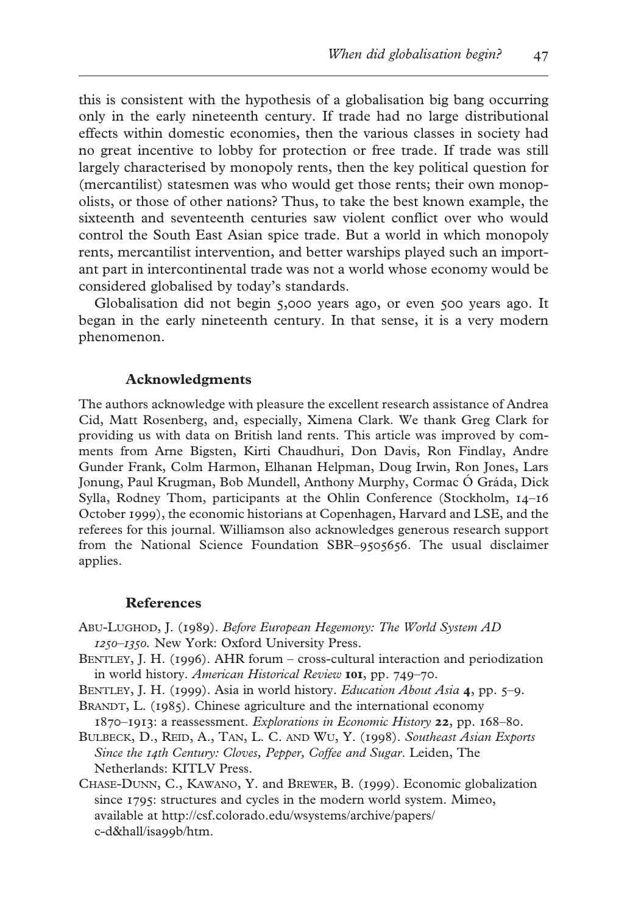this is consistent with the hypothesis of a globalisation big bang occurring only in the early nineteenth century. If trade had no large distributional effects within domestic economies, then the various classes in society had no great incentive to lobby for protection or free trade. If trade was still largely characterised by monopoly rents, then the key political question for (mercantilist) statesmen was who would get those rents; their own monopolists, or those of other nations? Thus, to take the best known example, the sixteenth and seventeenth centuries saw violent conflict over who would control the South East Asian spice trade. But a world in which monopoly rents, mercantilist intervention, and better warships played such an important part in intercontinental trade was not a world whose economy would be considered globalised by today's standards.

Globalisation did not begin 5,000 years ago, or even 500 years ago. It began in the early nineteenth century. In that sense, it is a very modern phenomenon.

## Acknowledgments

The authors acknowledge with pleasure the excellent research assistance of Andrea Cid, Matt Rosenberg, and, especially, Ximena Clark. We thank Greg Clark for providing us with data on British land rents. This article was improved by comments from Arne Bigsten, Kirti Chaudhuri, Don Davis, Ron Findlay, Andre Gunder Frank, Colm Harmon, Elhanan Helpman, Doug Irwin, Ron Jones, Lars Jonung, Paul Krugman, Bob Mundell, Anthony Murphy, Cormac Ó Gráda, Dick Sylla, Rodney Thom, participants at the Ohlin Conference (Stockholm, 14–16 October 1999), the economic historians at Copenhagen, Harvard and LSE, and the referees for this journal. Williamson also acknowledges generous research support from the National Science Foundation SBR–9505656. The usual disclaimer applies.

## References

Abu-Lughod, J. (1989). *Before European Hegemony: The World System AD 1250–1350*. New York: Oxford University Press.

Bentley, J. H. (1996). AHR forum – cross-cultural interaction and periodization in world history. *American Historical Review* **101**, pp. 749–70.

Bentley, J. H. (1999). Asia in world history. *Education About Asia* **4**, pp. 5–9.

Brandt, L. (1985). Chinese agriculture and the international economy 1870–1913: a reassessment. *Explorations in Economic History* **22**, pp. 168–80.

Bulbeck, D., Reid, A., Tan, L. C. and Wu, Y. (1998). *Southeast Asian Exports Since the 14th Century: Cloves, Pepper, Coffee and Sugar*. Leiden, The Netherlands: KITLV Press.

Chase-Dunn, C., Kawano, Y. and Brewer, B. (1999). Economic globalization since 1795: structures and cycles in the modern world system. Mimeo, available at http://csf.colorado.edu/wsystems/archive/papers/c-d&hall/isa99b/htm.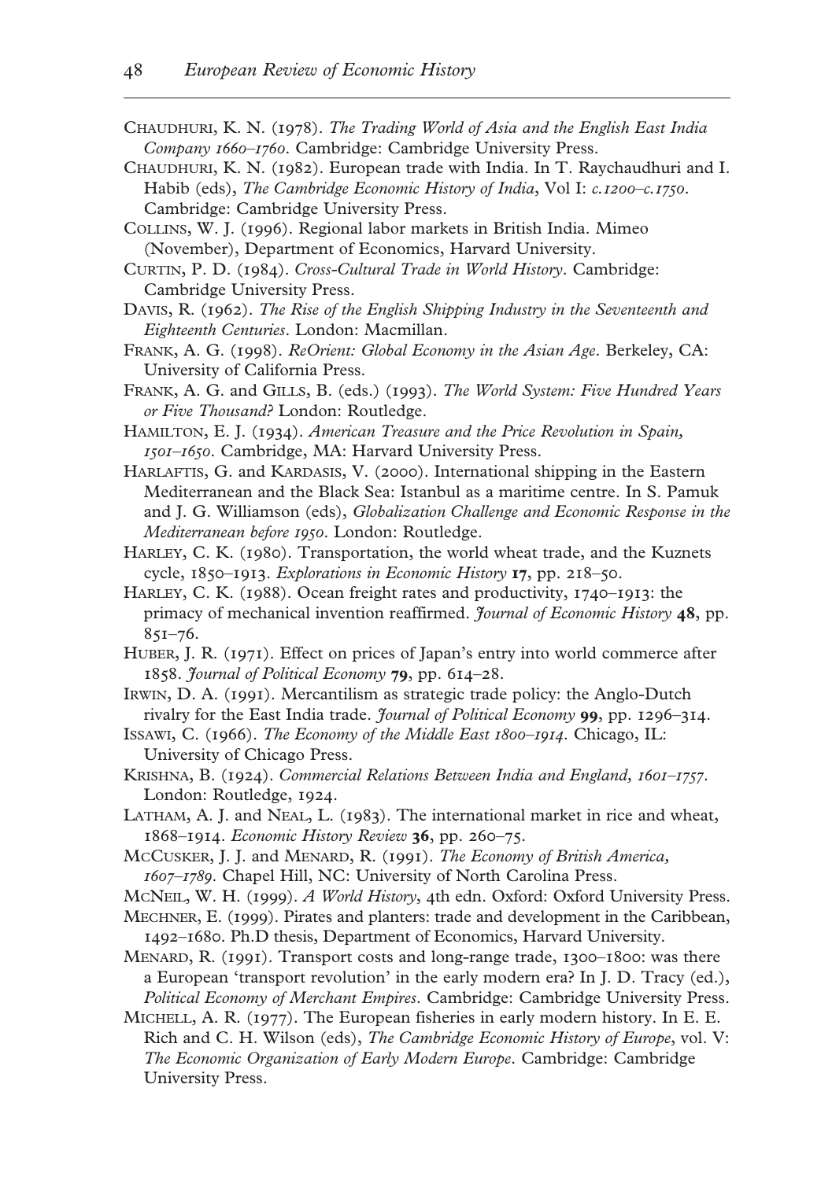Chaudhuri, K. N. (1978). *The Trading World of Asia and the English East India Company 1660–1760*. Cambridge: Cambridge University Press.

Chaudhuri, K. N. (1982). European trade with India. In T. Raychaudhuri and I. Habib (eds), *The Cambridge Economic History of India*, Vol I: *c.1200–c.1750*. Cambridge: Cambridge University Press.

Collins, W. J. (1996). Regional labor markets in British India. Mimeo (November), Department of Economics, Harvard University.

Curtin, P. D. (1984). *Cross-Cultural Trade in World History*. Cambridge: Cambridge University Press.

Davis, R. (1962). *The Rise of the English Shipping Industry in the Seventeenth and Eighteenth Centuries*. London: Macmillan.

Frank, A. G. (1998). *ReOrient: Global Economy in the Asian Age*. Berkeley, CA: University of California Press.

Frank, A. G. and Gills, B. (eds.) (1993). *The World System: Five Hundred Years or Five Thousand?* London: Routledge.

Hamilton, E. J. (1934). *American Treasure and the Price Revolution in Spain, 1501–1650*. Cambridge, MA: Harvard University Press.

Harlaftis, G. and Kardasis, V. (2000). International shipping in the Eastern Mediterranean and the Black Sea: Istanbul as a maritime centre. In S. Pamuk and J. G. Williamson (eds), *Globalization Challenge and Economic Response in the Mediterranean before 1950*. London: Routledge.

Harley, C. K. (1980). Transportation, the world wheat trade, and the Kuznets cycle, 1850–1913. *Explorations in Economic History* **17**, pp. 218–50.

Harley, C. K. (1988). Ocean freight rates and productivity, 1740–1913: the primacy of mechanical invention reaffirmed. *Journal of Economic History* **48**, pp. 851–76.

Huber, J. R. (1971). Effect on prices of Japan's entry into world commerce after 1858. *Journal of Political Economy* **79**, pp. 614–28.

Irwin, D. A. (1991). Mercantilism as strategic trade policy: the Anglo-Dutch rivalry for the East India trade. *Journal of Political Economy* **99**, pp. 1296–314.

Issawi, C. (1966). *The Economy of the Middle East 1800–1914*. Chicago, IL: University of Chicago Press.

Krishna, B. (1924). *Commercial Relations Between India and England, 1601–1757*. London: Routledge, 1924.

Latham, A. J. and Neal, L. (1983). The international market in rice and wheat, 1868–1914. *Economic History Review* **36**, pp. 260–75.

McCusker, J. J. and Menard, R. (1991). *The Economy of British America, 1607–1789*. Chapel Hill, NC: University of North Carolina Press.

McNeil, W. H. (1999). *A World History*, 4th edn. Oxford: Oxford University Press.

Mechner, E. (1999). Pirates and planters: trade and development in the Caribbean, 1492–1680. Ph.D thesis, Department of Economics, Harvard University.

Menard, R. (1991). Transport costs and long-range trade, 1300–1800: was there a European 'transport revolution' in the early modern era? In J. D. Tracy (ed.), *Political Economy of Merchant Empires*. Cambridge: Cambridge University Press.

Michell, A. R. (1977). The European fisheries in early modern history. In E. E. Rich and C. H. Wilson (eds), *The Cambridge Economic History of Europe*, vol. V: *The Economic Organization of Early Modern Europe*. Cambridge: Cambridge University Press.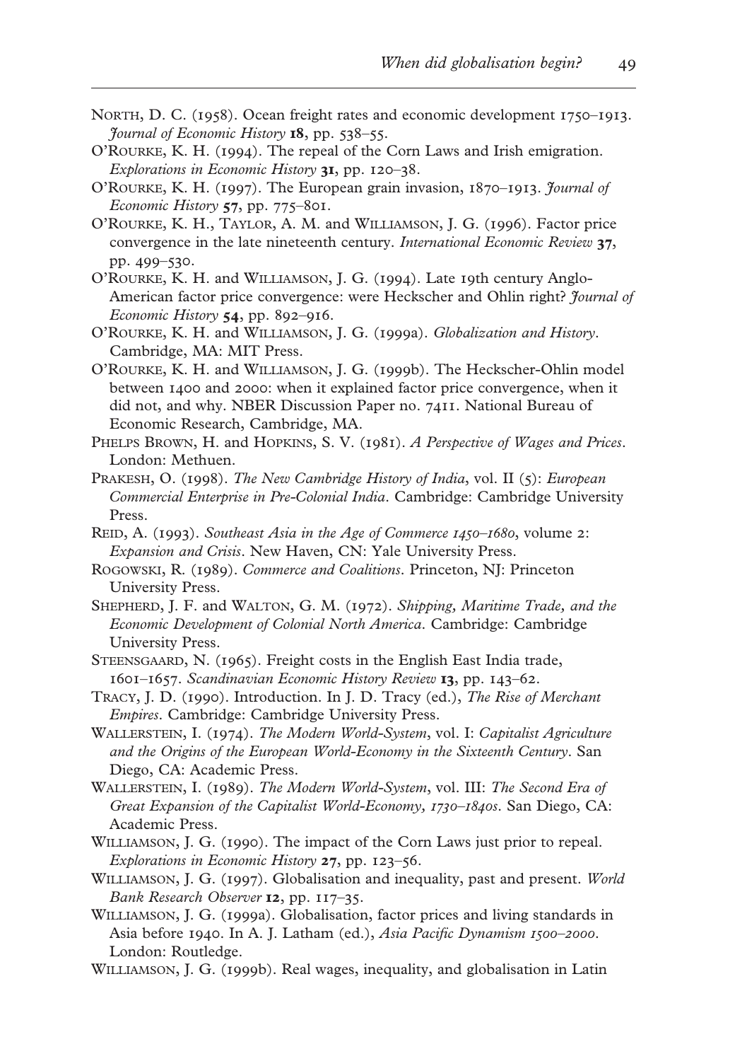North, D. C. (1958). Ocean freight rates and economic development 1750–1913. *Journal of Economic History* **18**, pp. 538–55.

O'Rourke, K. H. (1994). The repeal of the Corn Laws and Irish emigration. *Explorations in Economic History* **31**, pp. 120–38.

O'Rourke, K. H. (1997). The European grain invasion, 1870–1913. *Journal of Economic History* **57**, pp. 775–801.

O'Rourke, K. H., Taylor, A. M. and Williamson, J. G. (1996). Factor price convergence in the late nineteenth century. *International Economic Review* **37**, pp. 499–530.

O'Rourke, K. H. and Williamson, J. G. (1994). Late 19th century Anglo-American factor price convergence: were Heckscher and Ohlin right? *Journal of Economic History* **54**, pp. 892–916.

O'Rourke, K. H. and Williamson, J. G. (1999a). *Globalization and History*. Cambridge, MA: MIT Press.

O'Rourke, K. H. and Williamson, J. G. (1999b). The Heckscher-Ohlin model between 1400 and 2000: when it explained factor price convergence, when it did not, and why. NBER Discussion Paper no. 7411. National Bureau of Economic Research, Cambridge, MA.

Phelps Brown, H. and Hopkins, S. V. (1981). *A Perspective of Wages and Prices*. London: Methuen.

Prakesh, O. (1998). *The New Cambridge History of India*, vol. II (5): *European Commercial Enterprise in Pre-Colonial India*. Cambridge: Cambridge University Press.

Reid, A. (1993). *Southeast Asia in the Age of Commerce 1450–1680*, volume 2: *Expansion and Crisis*. New Haven, CN: Yale University Press.

Rogowski, R. (1989). *Commerce and Coalitions*. Princeton, NJ: Princeton University Press.

Shepherd, J. F. and Walton, G. M. (1972). *Shipping, Maritime Trade, and the Economic Development of Colonial North America*. Cambridge: Cambridge University Press.

Steensgaard, N. (1965). Freight costs in the English East India trade, 1601–1657. *Scandinavian Economic History Review* **13**, pp. 143–62.

Tracy, J. D. (1990). Introduction. In J. D. Tracy (ed.), *The Rise of Merchant Empires*. Cambridge: Cambridge University Press.

Wallerstein, I. (1974). *The Modern World-System*, vol. I: *Capitalist Agriculture and the Origins of the European World-Economy in the Sixteenth Century*. San Diego, CA: Academic Press.

Wallerstein, I. (1989). *The Modern World-System*, vol. III: *The Second Era of Great Expansion of the Capitalist World-Economy, 1730–1840s*. San Diego, CA: Academic Press.

Williamson, J. G. (1990). The impact of the Corn Laws just prior to repeal. *Explorations in Economic History* **27**, pp. 123–56.

Williamson, J. G. (1997). Globalisation and inequality, past and present. *World Bank Research Observer* **12**, pp. 117–35.

Williamson, J. G. (1999a). Globalisation, factor prices and living standards in Asia before 1940. In A. J. Latham (ed.), *Asia Pacific Dynamism 1500–2000*. London: Routledge.

Williamson, J. G. (1999b). Real wages, inequality, and globalisation in Latin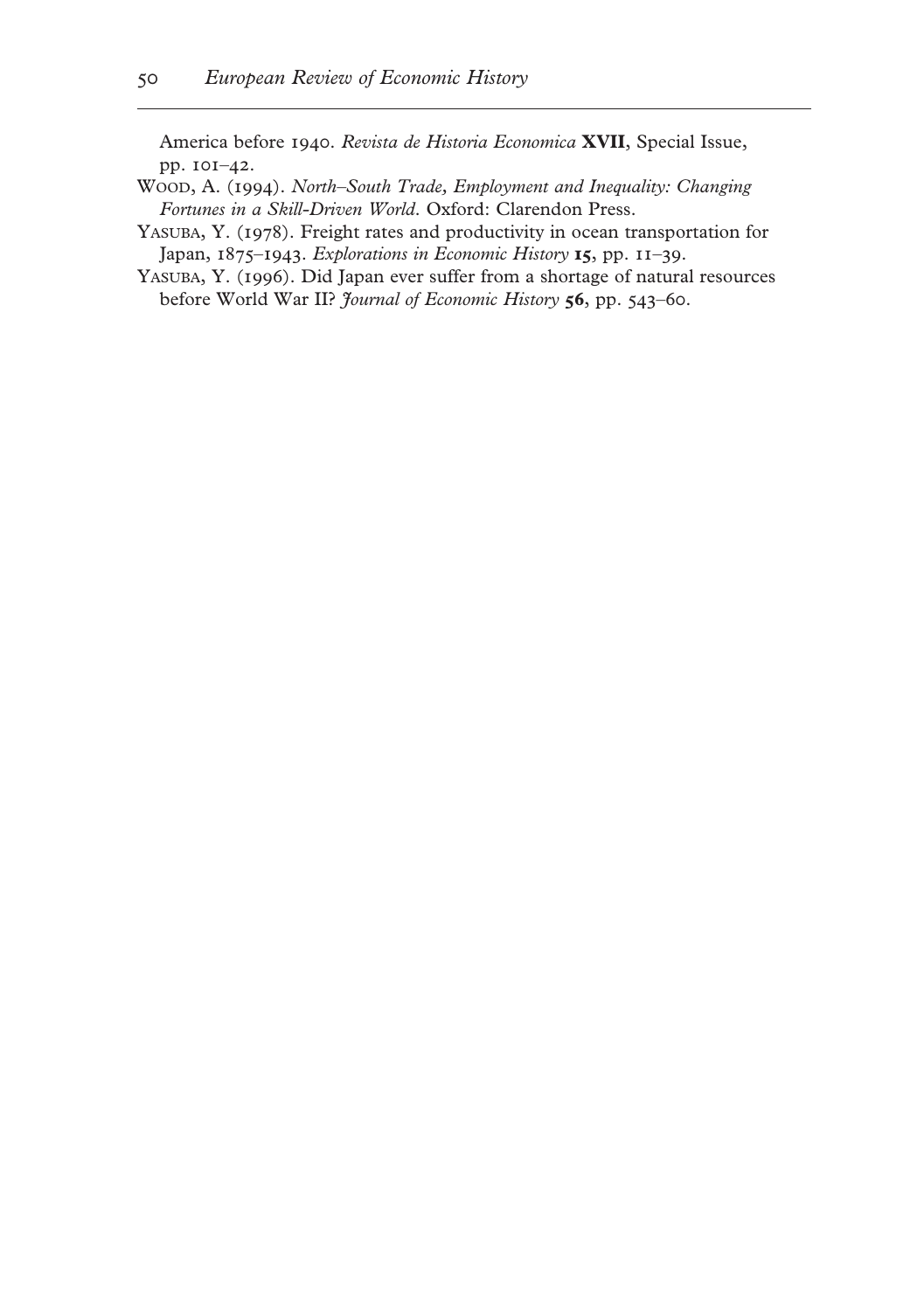America before 1940. *Revista de Historia Economica* **XVII**, Special Issue, pp. 101–42.

Wood, A. (1994). *North–South Trade, Employment and Inequality: Changing Fortunes in a Skill-Driven World*. Oxford: Clarendon Press.

Yasuba, Y. (1978). Freight rates and productivity in ocean transportation for Japan, 1875–1943. *Explorations in Economic History* **15**, pp. 11–39.

Yasuba, Y. (1996). Did Japan ever suffer from a shortage of natural resources before World War II? *Journal of Economic History* **56**, pp. 543–60.